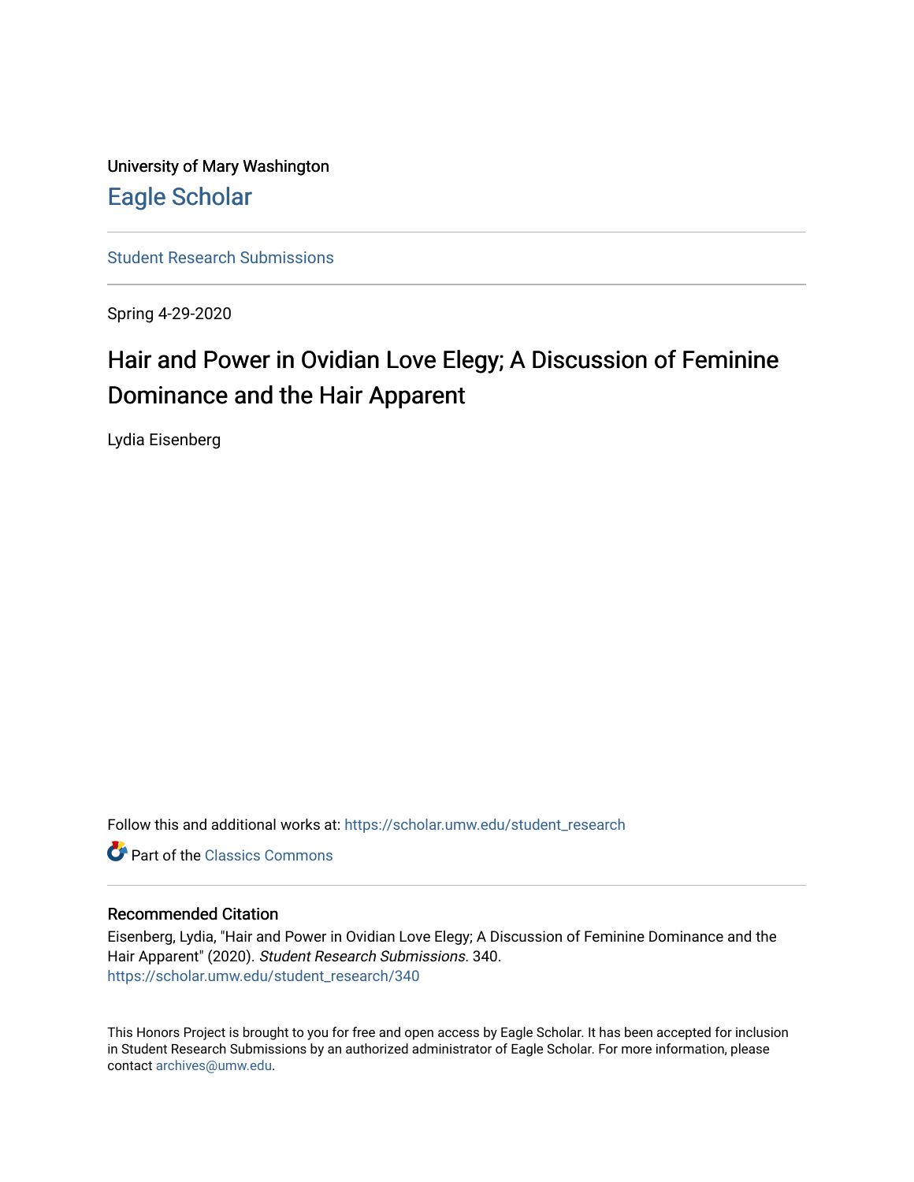University of Mary Washington

## Eagle Scholar

Student Research Submissions

Spring 4-29-2020

# Hair and Power in Ovidian Love Elegy; A Discussion of Feminine Dominance and the Hair Apparent

Lydia Eisenberg

Follow this and additional works at: https://scholar.umw.edu/student_research

Part of the Classics Commons

### Recommended Citation

Eisenberg, Lydia, "Hair and Power in Ovidian Love Elegy; A Discussion of Feminine Dominance and the Hair Apparent" (2020). *Student Research Submissions*. 340.
https://scholar.umw.edu/student_research/340

This Honors Project is brought to you for free and open access by Eagle Scholar. It has been accepted for inclusion in Student Research Submissions by an authorized administrator of Eagle Scholar. For more information, please contact archives@umw.edu.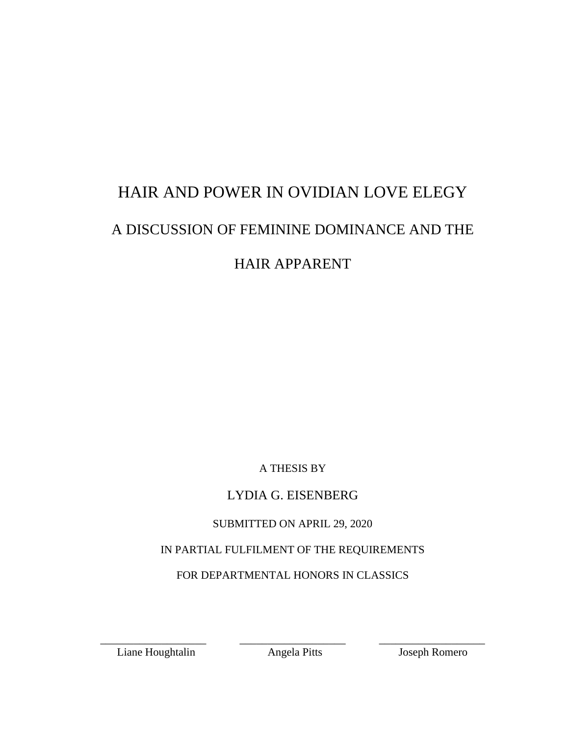# HAIR AND POWER IN OVIDIAN LOVE ELEGY

## A DISCUSSION OF FEMININE DOMINANCE AND THE HAIR APPARENT

A THESIS BY

LYDIA G. EISENBERG

SUBMITTED ON APRIL 29, 2020

IN PARTIAL FULFILMENT OF THE REQUIREMENTS

FOR DEPARTMENTAL HONORS IN CLASSICS

| ___________________ | ___________________ | ___________________ |
| --- | --- | --- |
| Liane Houghtalin | Angela Pitts | Joseph Romero |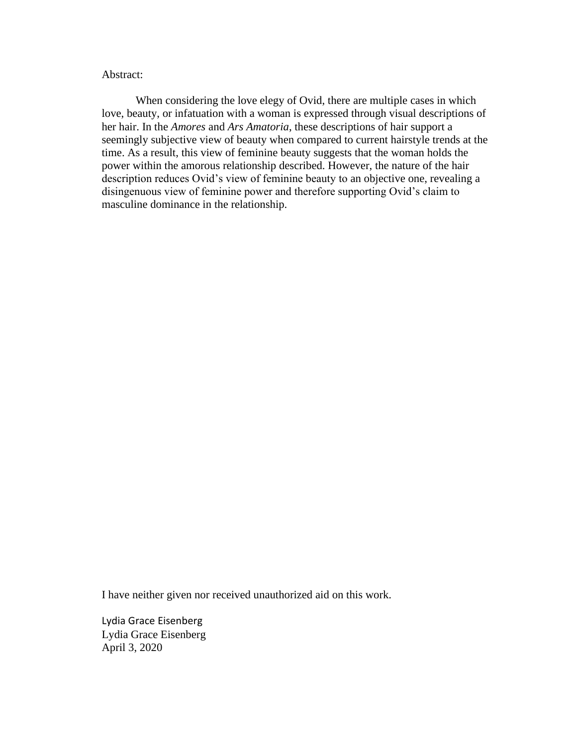Abstract:

When considering the love elegy of Ovid, there are multiple cases in which love, beauty, or infatuation with a woman is expressed through visual descriptions of her hair. In the *Amores* and *Ars Amatoria*, these descriptions of hair support a seemingly subjective view of beauty when compared to current hairstyle trends at the time. As a result, this view of feminine beauty suggests that the woman holds the power within the amorous relationship described. However, the nature of the hair description reduces Ovid's view of feminine beauty to an objective one, revealing a disingenuous view of feminine power and therefore supporting Ovid's claim to masculine dominance in the relationship.

I have neither given nor received unauthorized aid on this work.

Lydia Grace Eisenberg
Lydia Grace Eisenberg
April 3, 2020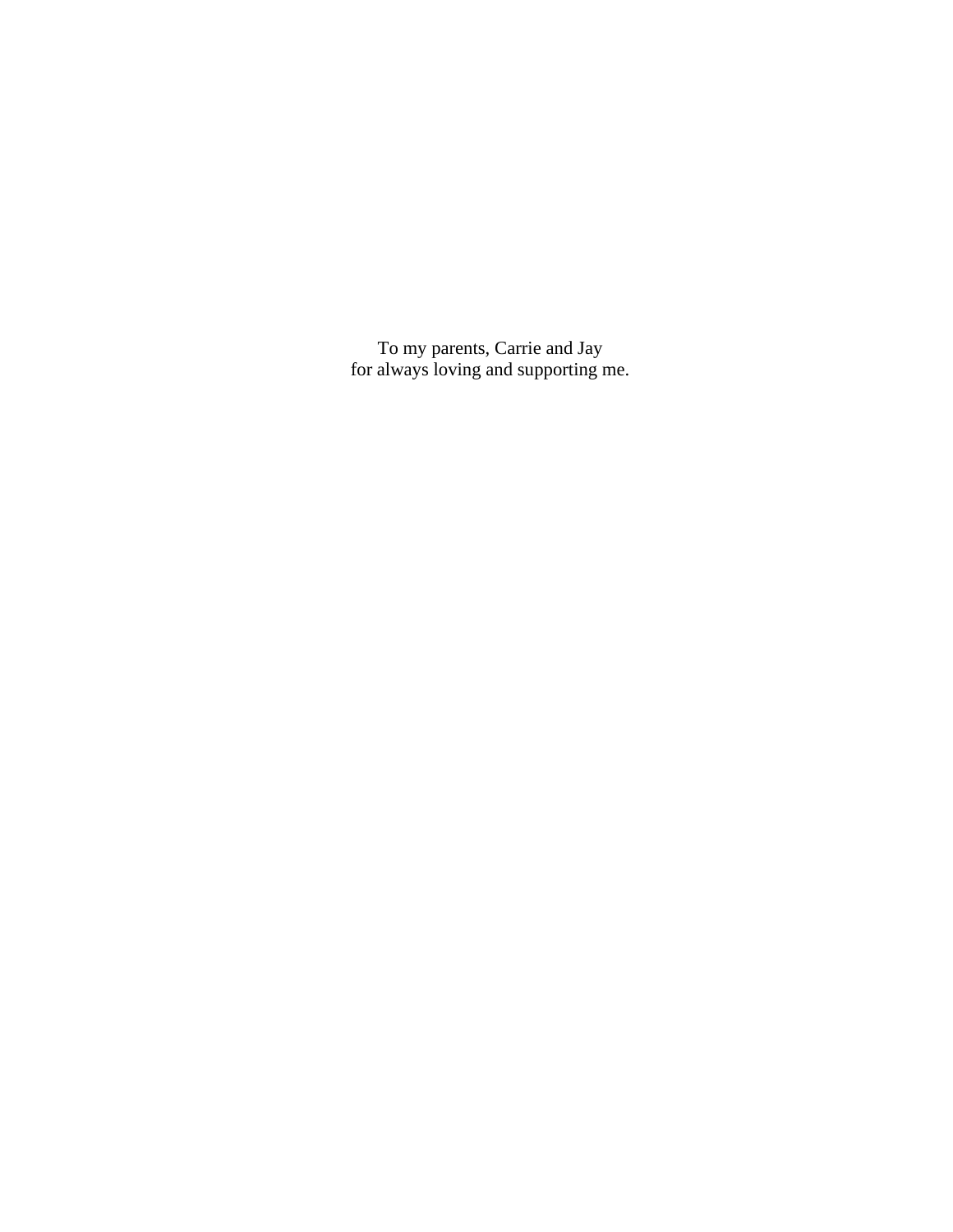To my parents, Carrie and Jay
for always loving and supporting me.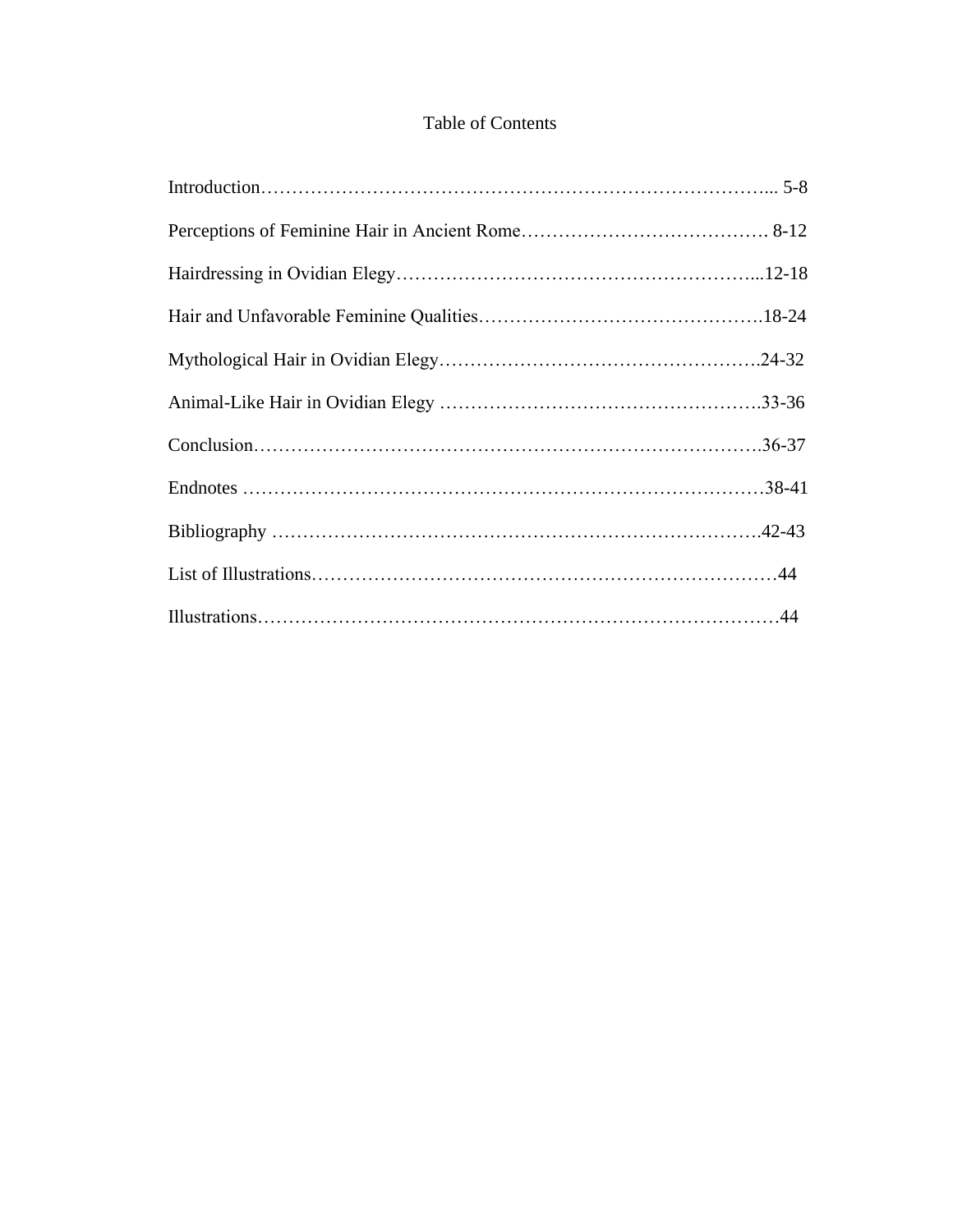# Table of Contents

Introduction……………………………………………………………………... 5-8

Perceptions of Feminine Hair in Ancient Rome…………………………………. 8-12

Hairdressing in Ovidian Elegy…………………………………………………...12-18

Hair and Unfavorable Feminine Qualities……………………………………….18-24

Mythological Hair in Ovidian Elegy…………………………………………….24-32

Animal-Like Hair in Ovidian Elegy …………………………………………….33-36

Conclusion……………………………………………………………………….36-37

Endnotes …………………………………………………………………………38-41

Bibliography …………………………………………………………………….42-43

List of Illustrations…………………………………………………………………44

Illustrations…………………………………………………………………………44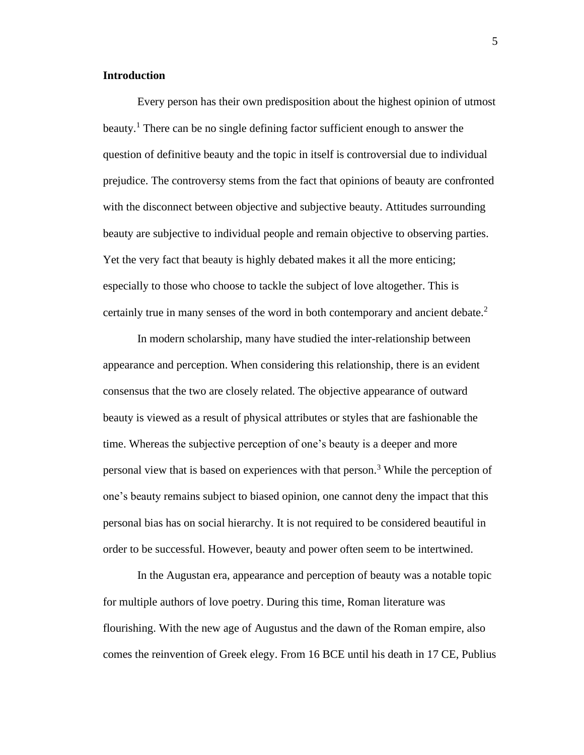**Introduction**

Every person has their own predisposition about the highest opinion of utmost beauty.[1] There can be no single defining factor sufficient enough to answer the question of definitive beauty and the topic in itself is controversial due to individual prejudice. The controversy stems from the fact that opinions of beauty are confronted with the disconnect between objective and subjective beauty. Attitudes surrounding beauty are subjective to individual people and remain objective to observing parties. Yet the very fact that beauty is highly debated makes it all the more enticing; especially to those who choose to tackle the subject of love altogether. This is certainly true in many senses of the word in both contemporary and ancient debate.[2]

In modern scholarship, many have studied the inter-relationship between appearance and perception. When considering this relationship, there is an evident consensus that the two are closely related. The objective appearance of outward beauty is viewed as a result of physical attributes or styles that are fashionable the time. Whereas the subjective perception of one's beauty is a deeper and more personal view that is based on experiences with that person.[3] While the perception of one's beauty remains subject to biased opinion, one cannot deny the impact that this personal bias has on social hierarchy. It is not required to be considered beautiful in order to be successful. However, beauty and power often seem to be intertwined.

In the Augustan era, appearance and perception of beauty was a notable topic for multiple authors of love poetry. During this time, Roman literature was flourishing. With the new age of Augustus and the dawn of the Roman empire, also comes the reinvention of Greek elegy. From 16 BCE until his death in 17 CE, Publius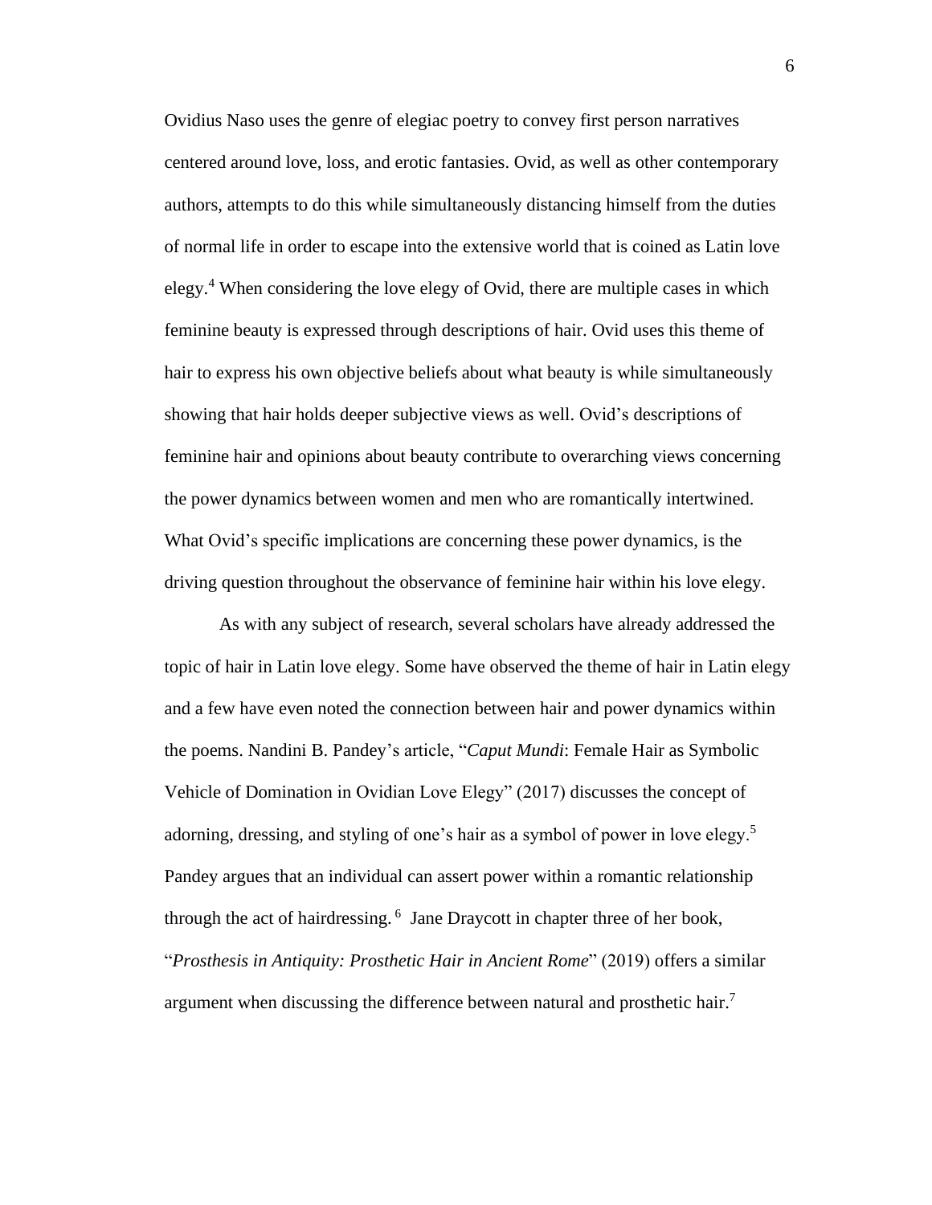Ovidius Naso uses the genre of elegiac poetry to convey first person narratives centered around love, loss, and erotic fantasies. Ovid, as well as other contemporary authors, attempts to do this while simultaneously distancing himself from the duties of normal life in order to escape into the extensive world that is coined as Latin love elegy.[4] When considering the love elegy of Ovid, there are multiple cases in which feminine beauty is expressed through descriptions of hair. Ovid uses this theme of hair to express his own objective beliefs about what beauty is while simultaneously showing that hair holds deeper subjective views as well. Ovid's descriptions of feminine hair and opinions about beauty contribute to overarching views concerning the power dynamics between women and men who are romantically intertwined. What Ovid's specific implications are concerning these power dynamics, is the driving question throughout the observance of feminine hair within his love elegy.

As with any subject of research, several scholars have already addressed the topic of hair in Latin love elegy. Some have observed the theme of hair in Latin elegy and a few have even noted the connection between hair and power dynamics within the poems. Nandini B. Pandey's article, "*Caput Mundi*: Female Hair as Symbolic Vehicle of Domination in Ovidian Love Elegy" (2017) discusses the concept of adorning, dressing, and styling of one's hair as a symbol of power in love elegy.[5] Pandey argues that an individual can assert power within a romantic relationship through the act of hairdressing.[6] Jane Draycott in chapter three of her book, "*Prosthesis in Antiquity: Prosthetic Hair in Ancient Rome*" (2019) offers a similar argument when discussing the difference between natural and prosthetic hair.[7]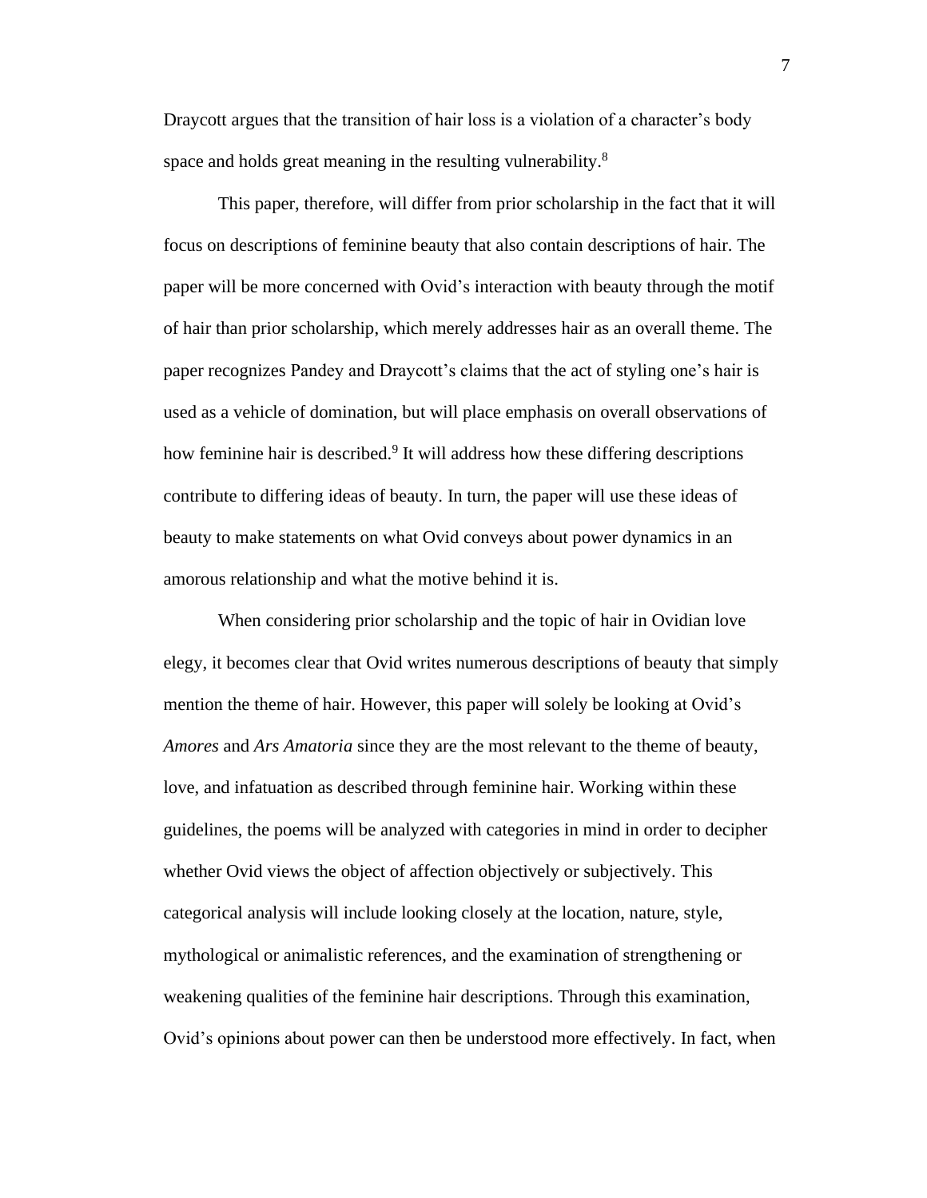Draycott argues that the transition of hair loss is a violation of a character's body space and holds great meaning in the resulting vulnerability.[8]

This paper, therefore, will differ from prior scholarship in the fact that it will focus on descriptions of feminine beauty that also contain descriptions of hair. The paper will be more concerned with Ovid's interaction with beauty through the motif of hair than prior scholarship, which merely addresses hair as an overall theme. The paper recognizes Pandey and Draycott's claims that the act of styling one's hair is used as a vehicle of domination, but will place emphasis on overall observations of how feminine hair is described.[9] It will address how these differing descriptions contribute to differing ideas of beauty. In turn, the paper will use these ideas of beauty to make statements on what Ovid conveys about power dynamics in an amorous relationship and what the motive behind it is.

When considering prior scholarship and the topic of hair in Ovidian love elegy, it becomes clear that Ovid writes numerous descriptions of beauty that simply mention the theme of hair. However, this paper will solely be looking at Ovid's *Amores* and *Ars Amatoria* since they are the most relevant to the theme of beauty, love, and infatuation as described through feminine hair. Working within these guidelines, the poems will be analyzed with categories in mind in order to decipher whether Ovid views the object of affection objectively or subjectively. This categorical analysis will include looking closely at the location, nature, style, mythological or animalistic references, and the examination of strengthening or weakening qualities of the feminine hair descriptions. Through this examination, Ovid's opinions about power can then be understood more effectively. In fact, when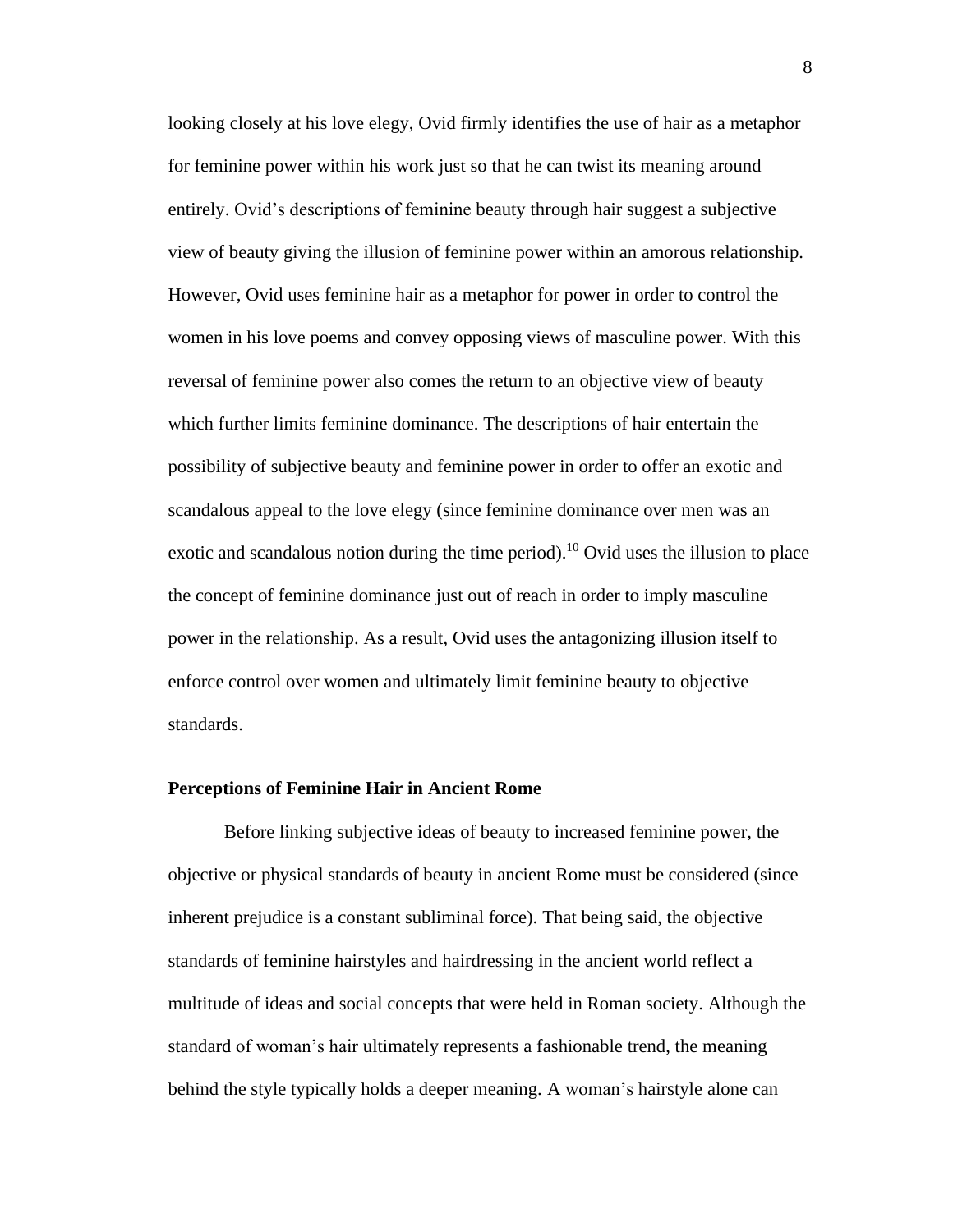looking closely at his love elegy, Ovid firmly identifies the use of hair as a metaphor for feminine power within his work just so that he can twist its meaning around entirely. Ovid's descriptions of feminine beauty through hair suggest a subjective view of beauty giving the illusion of feminine power within an amorous relationship. However, Ovid uses feminine hair as a metaphor for power in order to control the women in his love poems and convey opposing views of masculine power. With this reversal of feminine power also comes the return to an objective view of beauty which further limits feminine dominance. The descriptions of hair entertain the possibility of subjective beauty and feminine power in order to offer an exotic and scandalous appeal to the love elegy (since feminine dominance over men was an exotic and scandalous notion during the time period).[10] Ovid uses the illusion to place the concept of feminine dominance just out of reach in order to imply masculine power in the relationship. As a result, Ovid uses the antagonizing illusion itself to enforce control over women and ultimately limit feminine beauty to objective standards.

**Perceptions of Feminine Hair in Ancient Rome**

Before linking subjective ideas of beauty to increased feminine power, the objective or physical standards of beauty in ancient Rome must be considered (since inherent prejudice is a constant subliminal force). That being said, the objective standards of feminine hairstyles and hairdressing in the ancient world reflect a multitude of ideas and social concepts that were held in Roman society. Although the standard of woman's hair ultimately represents a fashionable trend, the meaning behind the style typically holds a deeper meaning. A woman's hairstyle alone can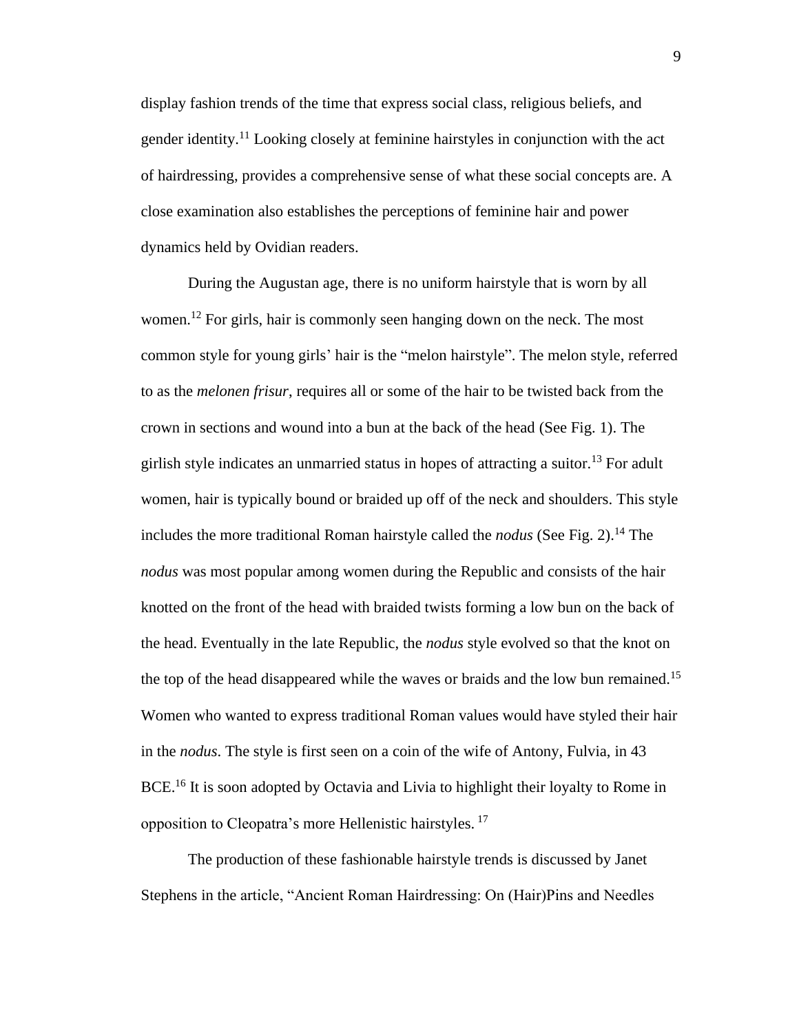display fashion trends of the time that express social class, religious beliefs, and gender identity.[11] Looking closely at feminine hairstyles in conjunction with the act of hairdressing, provides a comprehensive sense of what these social concepts are. A close examination also establishes the perceptions of feminine hair and power dynamics held by Ovidian readers.

During the Augustan age, there is no uniform hairstyle that is worn by all women.[12] For girls, hair is commonly seen hanging down on the neck. The most common style for young girls' hair is the "melon hairstyle". The melon style, referred to as the *melonen frisur*, requires all or some of the hair to be twisted back from the crown in sections and wound into a bun at the back of the head (See Fig. 1). The girlish style indicates an unmarried status in hopes of attracting a suitor.[13] For adult women, hair is typically bound or braided up off of the neck and shoulders. This style includes the more traditional Roman hairstyle called the *nodus* (See Fig. 2).[14] The *nodus* was most popular among women during the Republic and consists of the hair knotted on the front of the head with braided twists forming a low bun on the back of the head. Eventually in the late Republic, the *nodus* style evolved so that the knot on the top of the head disappeared while the waves or braids and the low bun remained.[15] Women who wanted to express traditional Roman values would have styled their hair in the *nodus*. The style is first seen on a coin of the wife of Antony, Fulvia, in 43 BCE.[16] It is soon adopted by Octavia and Livia to highlight their loyalty to Rome in opposition to Cleopatra's more Hellenistic hairstyles.[17]

The production of these fashionable hairstyle trends is discussed by Janet Stephens in the article, "Ancient Roman Hairdressing: On (Hair)Pins and Needles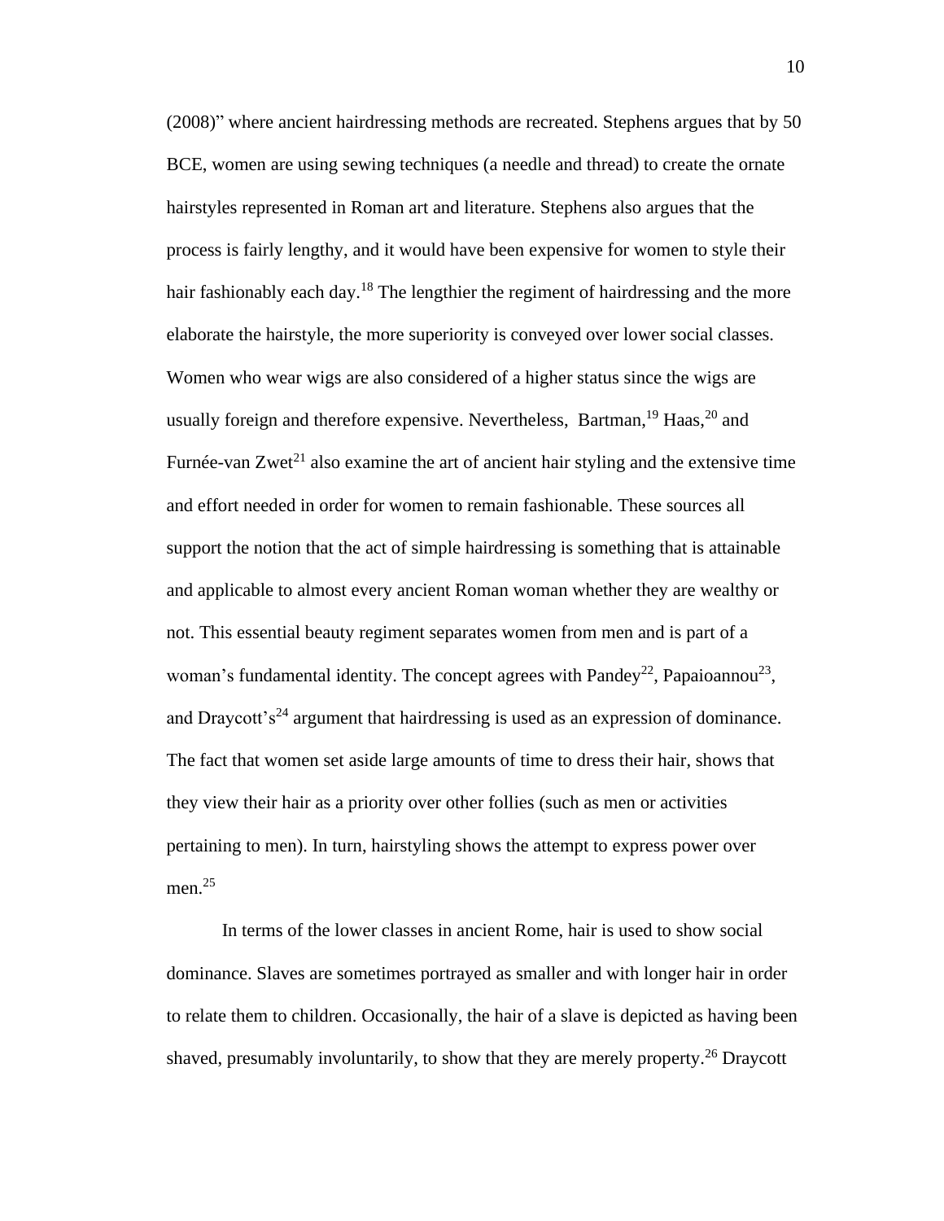(2008)" where ancient hairdressing methods are recreated. Stephens argues that by 50 BCE, women are using sewing techniques (a needle and thread) to create the ornate hairstyles represented in Roman art and literature. Stephens also argues that the process is fairly lengthy, and it would have been expensive for women to style their hair fashionably each day.[18] The lengthier the regiment of hairdressing and the more elaborate the hairstyle, the more superiority is conveyed over lower social classes. Women who wear wigs are also considered of a higher status since the wigs are usually foreign and therefore expensive. Nevertheless, Bartman,[19] Haas,[20] and Furnée-van Zwet[21] also examine the art of ancient hair styling and the extensive time and effort needed in order for women to remain fashionable. These sources all support the notion that the act of simple hairdressing is something that is attainable and applicable to almost every ancient Roman woman whether they are wealthy or not. This essential beauty regiment separates women from men and is part of a woman's fundamental identity. The concept agrees with Pandey[22], Papaioannou[23], and Draycott's[24] argument that hairdressing is used as an expression of dominance. The fact that women set aside large amounts of time to dress their hair, shows that they view their hair as a priority over other follies (such as men or activities pertaining to men). In turn, hairstyling shows the attempt to express power over men.[25]

In terms of the lower classes in ancient Rome, hair is used to show social dominance. Slaves are sometimes portrayed as smaller and with longer hair in order to relate them to children. Occasionally, the hair of a slave is depicted as having been shaved, presumably involuntarily, to show that they are merely property.[26] Draycott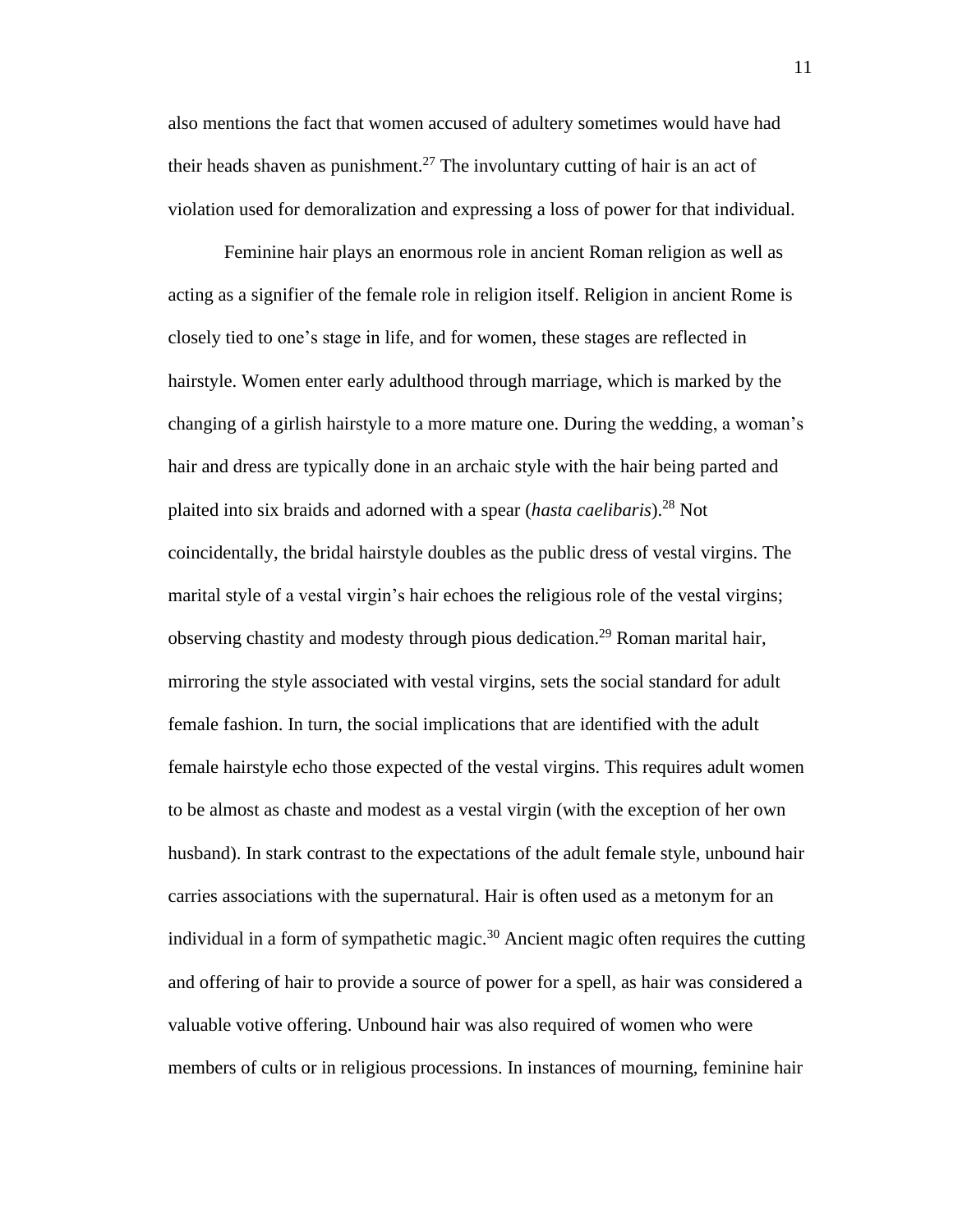also mentions the fact that women accused of adultery sometimes would have had their heads shaven as punishment.[27] The involuntary cutting of hair is an act of violation used for demoralization and expressing a loss of power for that individual.

Feminine hair plays an enormous role in ancient Roman religion as well as acting as a signifier of the female role in religion itself. Religion in ancient Rome is closely tied to one's stage in life, and for women, these stages are reflected in hairstyle. Women enter early adulthood through marriage, which is marked by the changing of a girlish hairstyle to a more mature one. During the wedding, a woman's hair and dress are typically done in an archaic style with the hair being parted and plaited into six braids and adorned with a spear (*hasta caelibaris*).[28] Not coincidentally, the bridal hairstyle doubles as the public dress of vestal virgins. The marital style of a vestal virgin's hair echoes the religious role of the vestal virgins; observing chastity and modesty through pious dedication.[29] Roman marital hair, mirroring the style associated with vestal virgins, sets the social standard for adult female fashion. In turn, the social implications that are identified with the adult female hairstyle echo those expected of the vestal virgins. This requires adult women to be almost as chaste and modest as a vestal virgin (with the exception of her own husband). In stark contrast to the expectations of the adult female style, unbound hair carries associations with the supernatural. Hair is often used as a metonym for an individual in a form of sympathetic magic.[30] Ancient magic often requires the cutting and offering of hair to provide a source of power for a spell, as hair was considered a valuable votive offering. Unbound hair was also required of women who were members of cults or in religious processions. In instances of mourning, feminine hair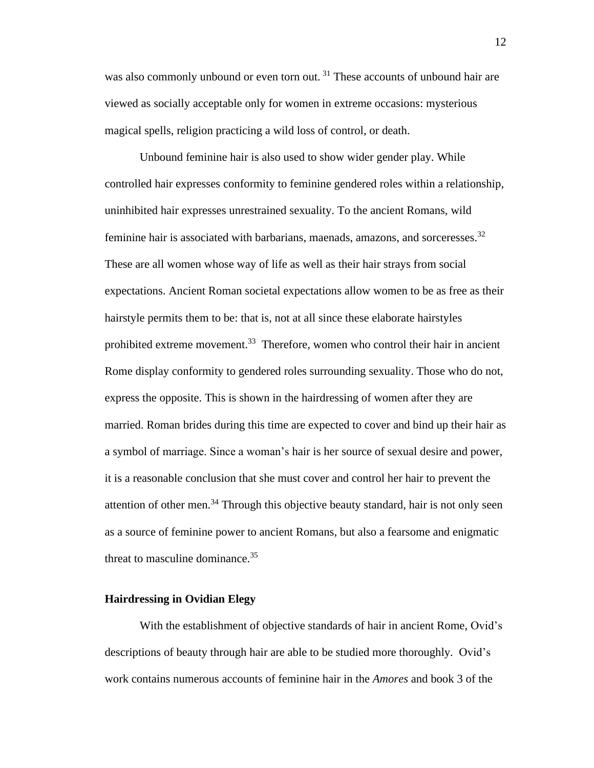was also commonly unbound or even torn out. [31] These accounts of unbound hair are viewed as socially acceptable only for women in extreme occasions: mysterious magical spells, religion practicing a wild loss of control, or death.

Unbound feminine hair is also used to show wider gender play. While controlled hair expresses conformity to feminine gendered roles within a relationship, uninhibited hair expresses unrestrained sexuality. To the ancient Romans, wild feminine hair is associated with barbarians, maenads, amazons, and sorceresses.[32] These are all women whose way of life as well as their hair strays from social expectations. Ancient Roman societal expectations allow women to be as free as their hairstyle permits them to be: that is, not at all since these elaborate hairstyles prohibited extreme movement.[33] Therefore, women who control their hair in ancient Rome display conformity to gendered roles surrounding sexuality. Those who do not, express the opposite. This is shown in the hairdressing of women after they are married. Roman brides during this time are expected to cover and bind up their hair as a symbol of marriage. Since a woman's hair is her source of sexual desire and power, it is a reasonable conclusion that she must cover and control her hair to prevent the attention of other men.[34] Through this objective beauty standard, hair is not only seen as a source of feminine power to ancient Romans, but also a fearsome and enigmatic threat to masculine dominance.[35]

**Hairdressing in Ovidian Elegy**

With the establishment of objective standards of hair in ancient Rome, Ovid's descriptions of beauty through hair are able to be studied more thoroughly. Ovid's work contains numerous accounts of feminine hair in the *Amores* and book 3 of the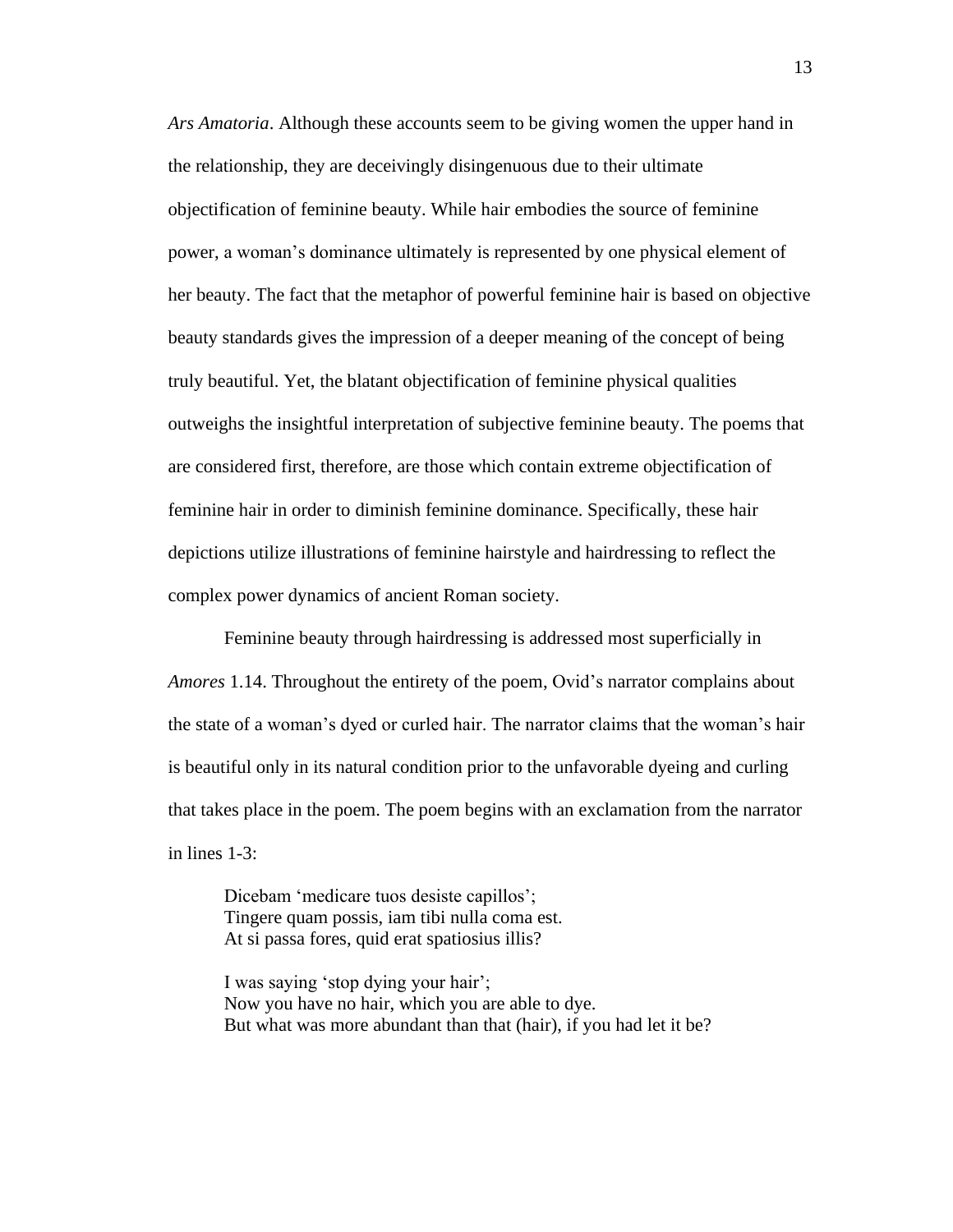*Ars Amatoria*. Although these accounts seem to be giving women the upper hand in the relationship, they are deceivingly disingenuous due to their ultimate objectification of feminine beauty. While hair embodies the source of feminine power, a woman's dominance ultimately is represented by one physical element of her beauty. The fact that the metaphor of powerful feminine hair is based on objective beauty standards gives the impression of a deeper meaning of the concept of being truly beautiful. Yet, the blatant objectification of feminine physical qualities outweighs the insightful interpretation of subjective feminine beauty. The poems that are considered first, therefore, are those which contain extreme objectification of feminine hair in order to diminish feminine dominance. Specifically, these hair depictions utilize illustrations of feminine hairstyle and hairdressing to reflect the complex power dynamics of ancient Roman society.

Feminine beauty through hairdressing is addressed most superficially in *Amores* 1.14. Throughout the entirety of the poem, Ovid's narrator complains about the state of a woman's dyed or curled hair. The narrator claims that the woman's hair is beautiful only in its natural condition prior to the unfavorable dyeing and curling that takes place in the poem. The poem begins with an exclamation from the narrator in lines 1-3:

> Dicebam 'medicare tuos desiste capillos';
> Tingere quam possis, iam tibi nulla coma est.
> At si passa fores, quid erat spatiosius illis?
>
> I was saying 'stop dying your hair';
> Now you have no hair, which you are able to dye.
> But what was more abundant than that (hair), if you had let it be?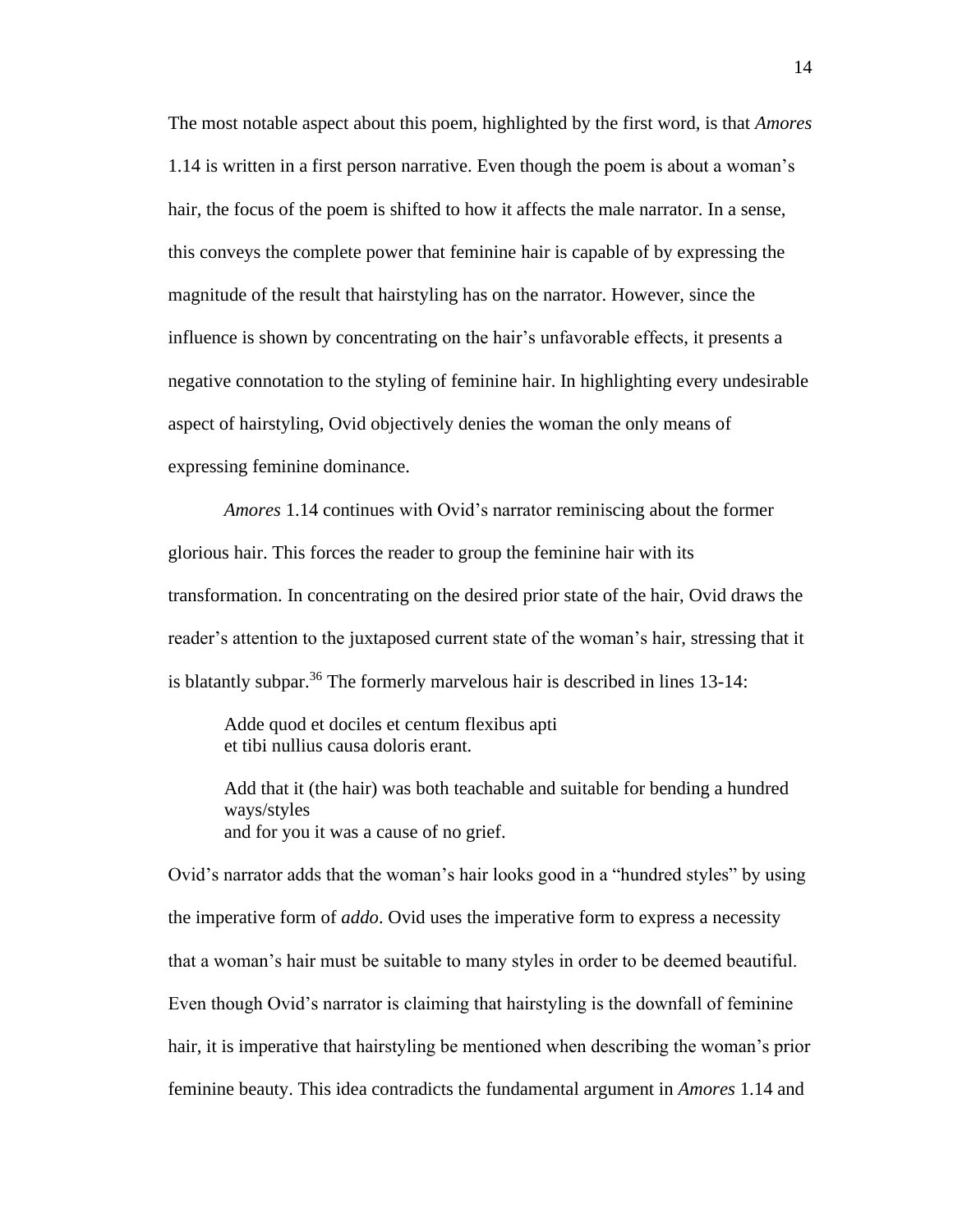The most notable aspect about this poem, highlighted by the first word, is that *Amores* 1.14 is written in a first person narrative. Even though the poem is about a woman's hair, the focus of the poem is shifted to how it affects the male narrator. In a sense, this conveys the complete power that feminine hair is capable of by expressing the magnitude of the result that hairstyling has on the narrator. However, since the influence is shown by concentrating on the hair's unfavorable effects, it presents a negative connotation to the styling of feminine hair. In highlighting every undesirable aspect of hairstyling, Ovid objectively denies the woman the only means of expressing feminine dominance.

*Amores* 1.14 continues with Ovid's narrator reminiscing about the former glorious hair. This forces the reader to group the feminine hair with its transformation. In concentrating on the desired prior state of the hair, Ovid draws the reader's attention to the juxtaposed current state of the woman's hair, stressing that it is blatantly subpar.[36] The formerly marvelous hair is described in lines 13-14:

> Adde quod et dociles et centum flexibus apti
> et tibi nullius causa doloris erant.
>
> Add that it (the hair) was both teachable and suitable for bending a hundred ways/styles
> and for you it was a cause of no grief.

Ovid's narrator adds that the woman's hair looks good in a "hundred styles" by using the imperative form of *addo*. Ovid uses the imperative form to express a necessity that a woman's hair must be suitable to many styles in order to be deemed beautiful. Even though Ovid's narrator is claiming that hairstyling is the downfall of feminine hair, it is imperative that hairstyling be mentioned when describing the woman's prior feminine beauty. This idea contradicts the fundamental argument in *Amores* 1.14 and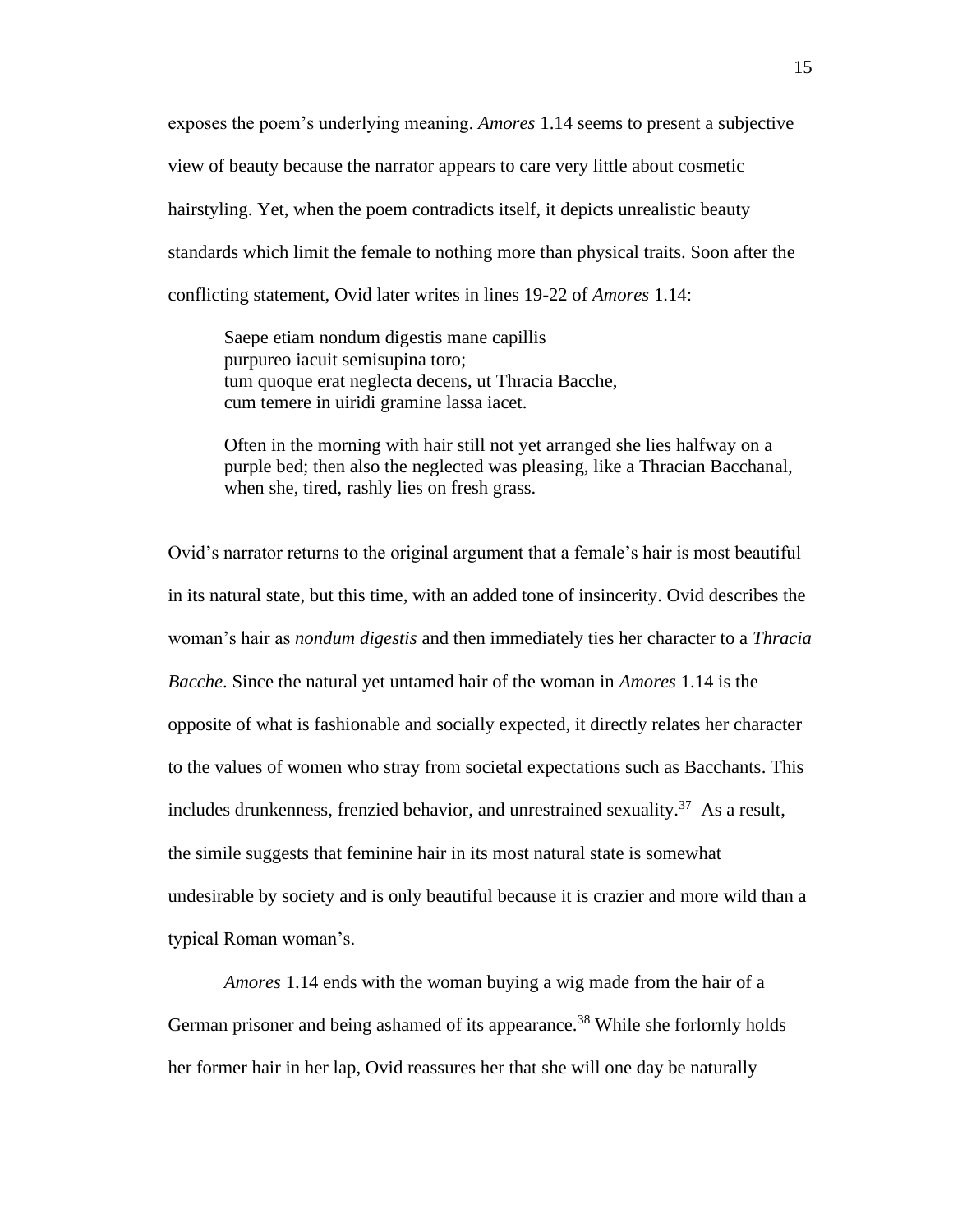exposes the poem's underlying meaning. *Amores* 1.14 seems to present a subjective view of beauty because the narrator appears to care very little about cosmetic hairstyling. Yet, when the poem contradicts itself, it depicts unrealistic beauty standards which limit the female to nothing more than physical traits. Soon after the conflicting statement, Ovid later writes in lines 19-22 of *Amores* 1.14:

> Saepe etiam nondum digestis mane capillis  
> purpureo iacuit semisupina toro;  
> tum quoque erat neglecta decens, ut Thracia Bacche,  
> cum temere in uiridi gramine lassa iacet.
>
> Often in the morning with hair still not yet arranged she lies halfway on a purple bed; then also the neglected was pleasing, like a Thracian Bacchanal, when she, tired, rashly lies on fresh grass.

Ovid's narrator returns to the original argument that a female's hair is most beautiful in its natural state, but this time, with an added tone of insincerity. Ovid describes the woman's hair as *nondum digestis* and then immediately ties her character to a *Thracia Bacche*. Since the natural yet untamed hair of the woman in *Amores* 1.14 is the opposite of what is fashionable and socially expected, it directly relates her character to the values of women who stray from societal expectations such as Bacchants. This includes drunkenness, frenzied behavior, and unrestrained sexuality.[37] As a result, the simile suggests that feminine hair in its most natural state is somewhat undesirable by society and is only beautiful because it is crazier and more wild than a typical Roman woman's.

*Amores* 1.14 ends with the woman buying a wig made from the hair of a German prisoner and being ashamed of its appearance.[38] While she forlornly holds her former hair in her lap, Ovid reassures her that she will one day be naturally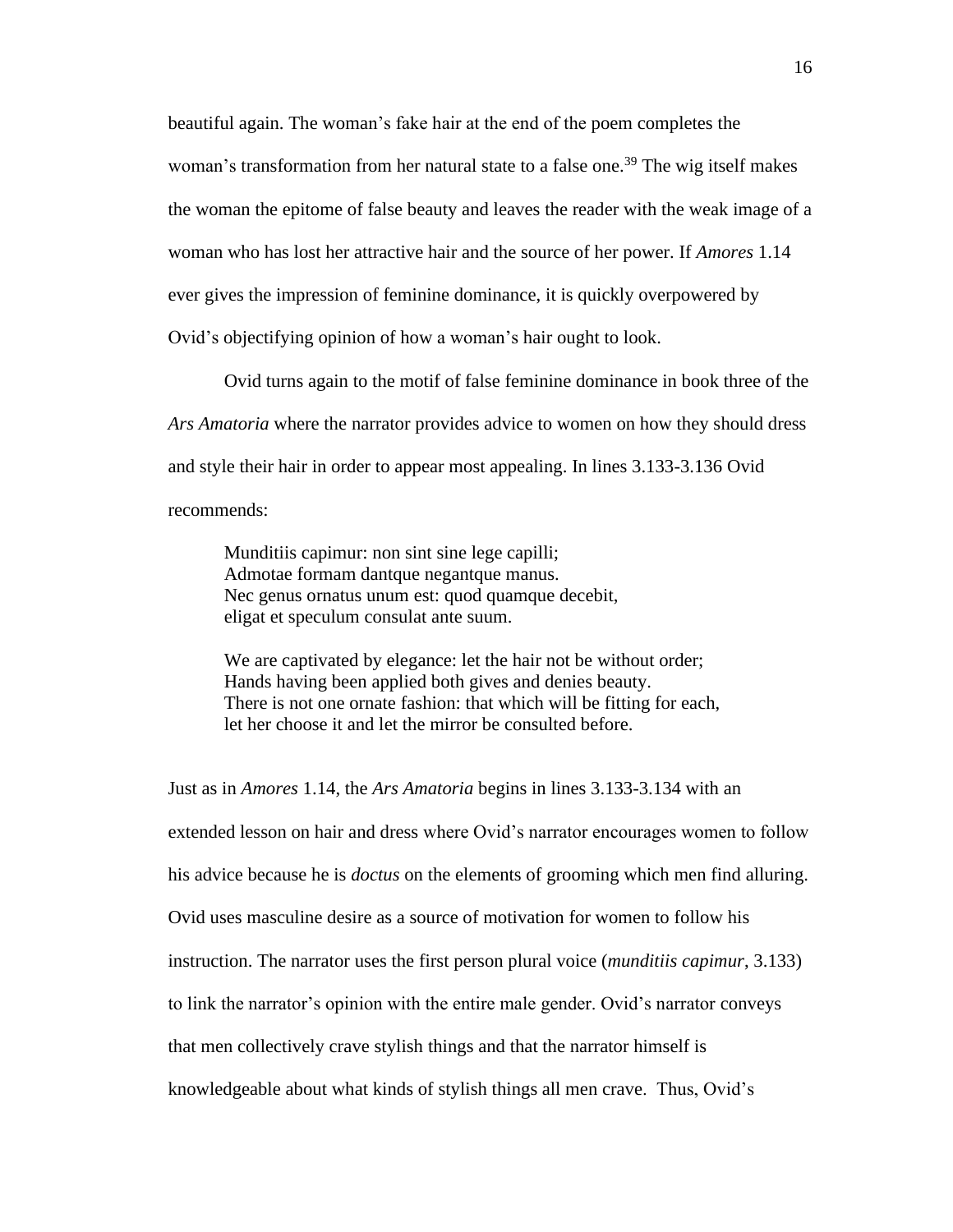beautiful again. The woman's fake hair at the end of the poem completes the woman's transformation from her natural state to a false one.[39] The wig itself makes the woman the epitome of false beauty and leaves the reader with the weak image of a woman who has lost her attractive hair and the source of her power. If *Amores* 1.14 ever gives the impression of feminine dominance, it is quickly overpowered by Ovid's objectifying opinion of how a woman's hair ought to look.

Ovid turns again to the motif of false feminine dominance in book three of the *Ars Amatoria* where the narrator provides advice to women on how they should dress and style their hair in order to appear most appealing. In lines 3.133-3.136 Ovid recommends:

> Munditiis capimur: non sint sine lege capilli;
> Admotae formam dantque negantque manus.
> Nec genus ornatus unum est: quod quamque decebit,
> eligat et speculum consulat ante suum.
>
> We are captivated by elegance: let the hair not be without order;
> Hands having been applied both gives and denies beauty.
> There is not one ornate fashion: that which will be fitting for each,
> let her choose it and let the mirror be consulted before.

Just as in *Amores* 1.14, the *Ars Amatoria* begins in lines 3.133-3.134 with an extended lesson on hair and dress where Ovid's narrator encourages women to follow his advice because he is *doctus* on the elements of grooming which men find alluring. Ovid uses masculine desire as a source of motivation for women to follow his instruction. The narrator uses the first person plural voice (*munditiis capimur*, 3.133) to link the narrator's opinion with the entire male gender. Ovid's narrator conveys that men collectively crave stylish things and that the narrator himself is knowledgeable about what kinds of stylish things all men crave. Thus, Ovid's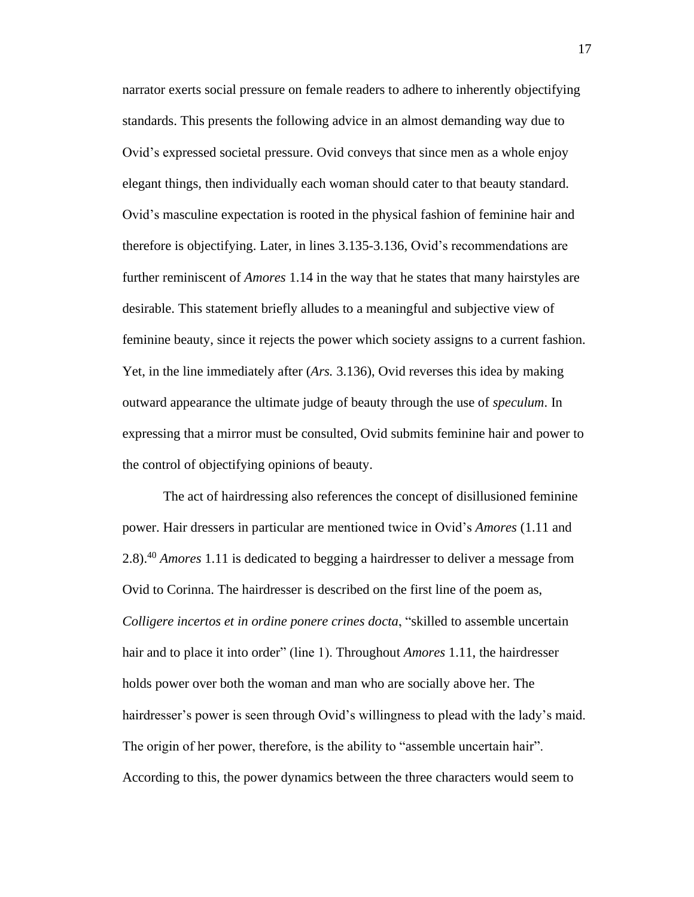narrator exerts social pressure on female readers to adhere to inherently objectifying standards. This presents the following advice in an almost demanding way due to Ovid's expressed societal pressure. Ovid conveys that since men as a whole enjoy elegant things, then individually each woman should cater to that beauty standard. Ovid's masculine expectation is rooted in the physical fashion of feminine hair and therefore is objectifying. Later, in lines 3.135-3.136, Ovid's recommendations are further reminiscent of *Amores* 1.14 in the way that he states that many hairstyles are desirable. This statement briefly alludes to a meaningful and subjective view of feminine beauty, since it rejects the power which society assigns to a current fashion. Yet, in the line immediately after (*Ars.* 3.136), Ovid reverses this idea by making outward appearance the ultimate judge of beauty through the use of *speculum*. In expressing that a mirror must be consulted, Ovid submits feminine hair and power to the control of objectifying opinions of beauty.

The act of hairdressing also references the concept of disillusioned feminine power. Hair dressers in particular are mentioned twice in Ovid's *Amores* (1.11 and 2.8).[40] *Amores* 1.11 is dedicated to begging a hairdresser to deliver a message from Ovid to Corinna. The hairdresser is described on the first line of the poem as, *Colligere incertos et in ordine ponere crines docta*, "skilled to assemble uncertain hair and to place it into order" (line 1). Throughout *Amores* 1.11, the hairdresser holds power over both the woman and man who are socially above her. The hairdresser's power is seen through Ovid's willingness to plead with the lady's maid. The origin of her power, therefore, is the ability to "assemble uncertain hair". According to this, the power dynamics between the three characters would seem to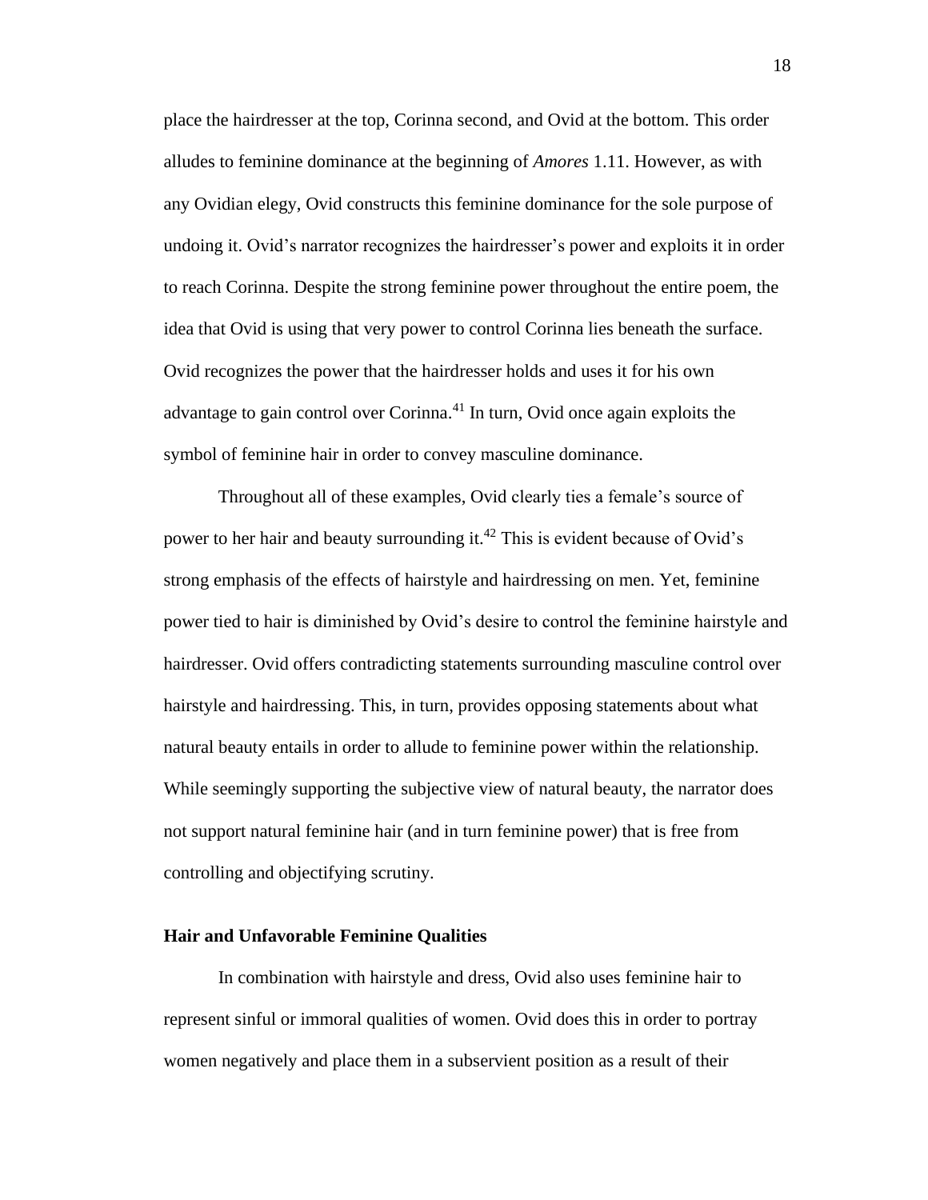place the hairdresser at the top, Corinna second, and Ovid at the bottom. This order alludes to feminine dominance at the beginning of *Amores* 1.11. However, as with any Ovidian elegy, Ovid constructs this feminine dominance for the sole purpose of undoing it. Ovid's narrator recognizes the hairdresser's power and exploits it in order to reach Corinna. Despite the strong feminine power throughout the entire poem, the idea that Ovid is using that very power to control Corinna lies beneath the surface. Ovid recognizes the power that the hairdresser holds and uses it for his own advantage to gain control over Corinna.[41] In turn, Ovid once again exploits the symbol of feminine hair in order to convey masculine dominance.

Throughout all of these examples, Ovid clearly ties a female's source of power to her hair and beauty surrounding it.[42] This is evident because of Ovid's strong emphasis of the effects of hairstyle and hairdressing on men. Yet, feminine power tied to hair is diminished by Ovid's desire to control the feminine hairstyle and hairdresser. Ovid offers contradicting statements surrounding masculine control over hairstyle and hairdressing. This, in turn, provides opposing statements about what natural beauty entails in order to allude to feminine power within the relationship. While seemingly supporting the subjective view of natural beauty, the narrator does not support natural feminine hair (and in turn feminine power) that is free from controlling and objectifying scrutiny.

### Hair and Unfavorable Feminine Qualities

In combination with hairstyle and dress, Ovid also uses feminine hair to represent sinful or immoral qualities of women. Ovid does this in order to portray women negatively and place them in a subservient position as a result of their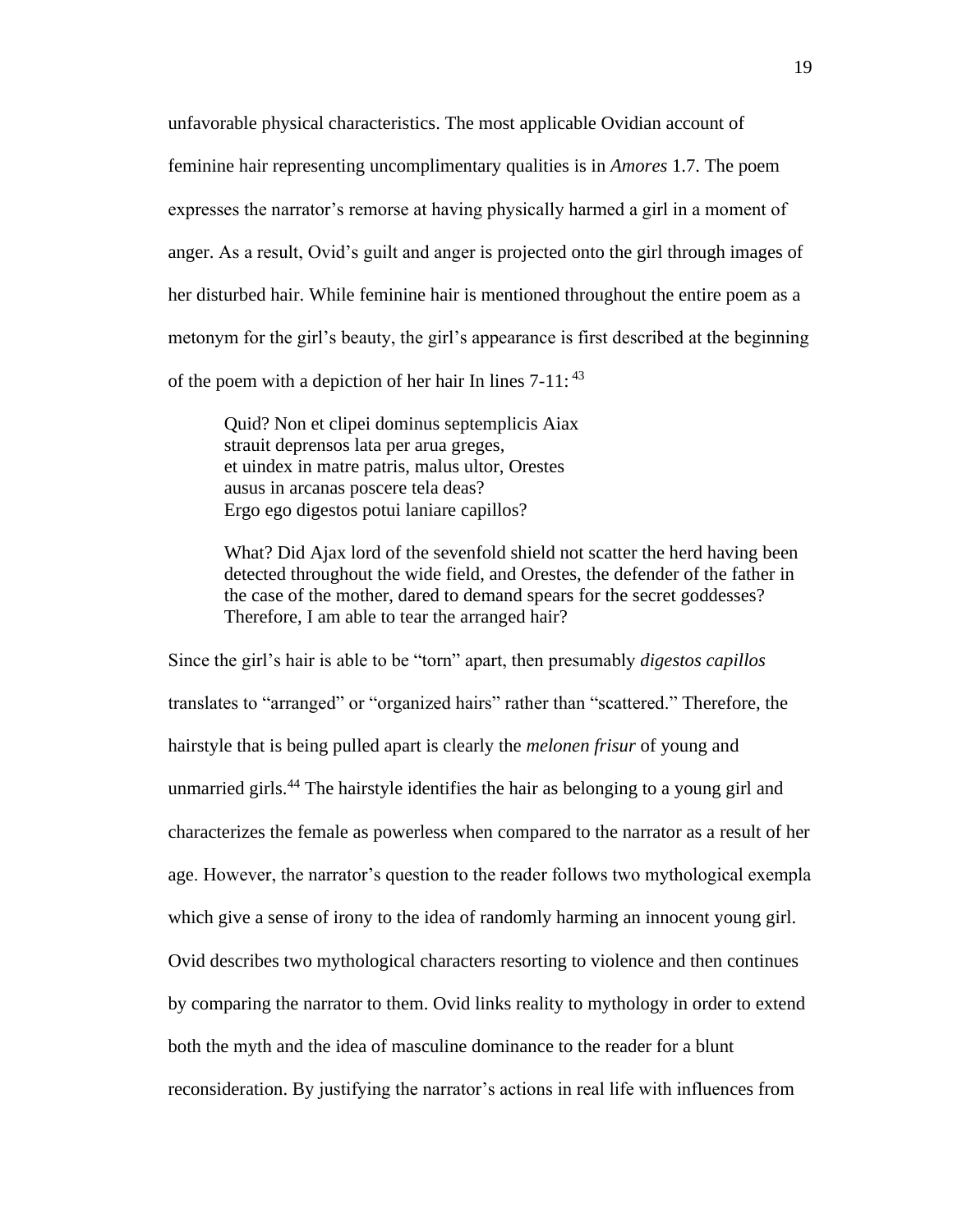unfavorable physical characteristics. The most applicable Ovidian account of feminine hair representing uncomplimentary qualities is in *Amores* 1.7. The poem expresses the narrator's remorse at having physically harmed a girl in a moment of anger. As a result, Ovid's guilt and anger is projected onto the girl through images of her disturbed hair. While feminine hair is mentioned throughout the entire poem as a metonym for the girl's beauty, the girl's appearance is first described at the beginning of the poem with a depiction of her hair In lines 7-11: [43]

> Quid? Non et clipei dominus septemplicis Aiax
> strauit deprensos lata per arua greges,
> et uindex in matre patris, malus ultor, Orestes
> ausus in arcanas poscere tela deas?
> Ergo ego digestos potui laniare capillos?
>
> What? Did Ajax lord of the sevenfold shield not scatter the herd having been detected throughout the wide field, and Orestes, the defender of the father in the case of the mother, dared to demand spears for the secret goddesses? Therefore, I am able to tear the arranged hair?

Since the girl's hair is able to be "torn" apart, then presumably *digestos capillos* translates to "arranged" or "organized hairs" rather than "scattered." Therefore, the hairstyle that is being pulled apart is clearly the *melonen frisur* of young and unmarried girls.[44] The hairstyle identifies the hair as belonging to a young girl and characterizes the female as powerless when compared to the narrator as a result of her age. However, the narrator's question to the reader follows two mythological exempla which give a sense of irony to the idea of randomly harming an innocent young girl. Ovid describes two mythological characters resorting to violence and then continues by comparing the narrator to them. Ovid links reality to mythology in order to extend both the myth and the idea of masculine dominance to the reader for a blunt reconsideration. By justifying the narrator's actions in real life with influences from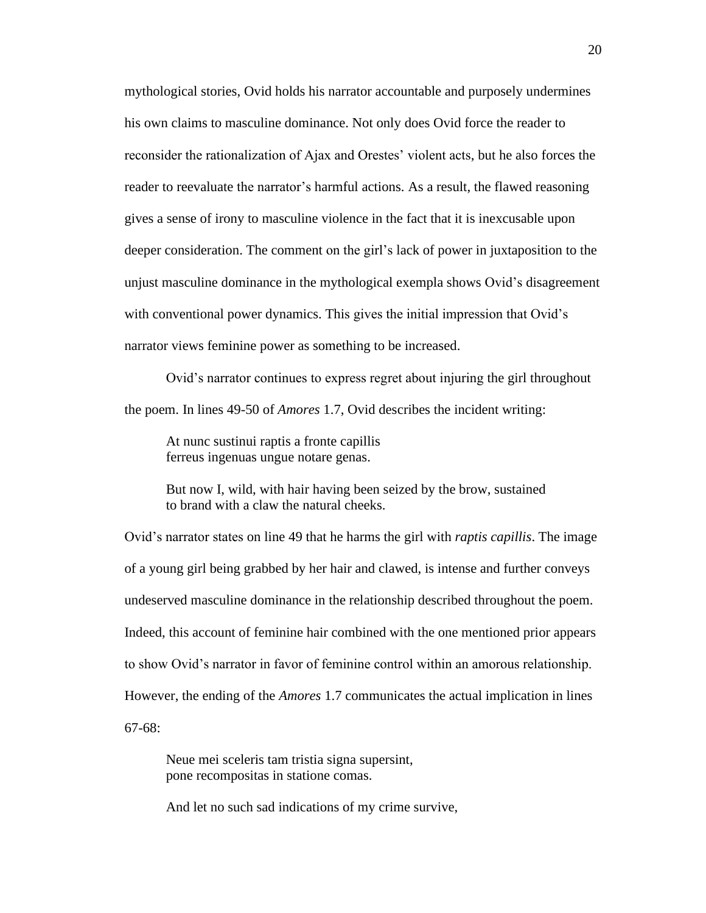mythological stories, Ovid holds his narrator accountable and purposely undermines his own claims to masculine dominance. Not only does Ovid force the reader to reconsider the rationalization of Ajax and Orestes' violent acts, but he also forces the reader to reevaluate the narrator's harmful actions. As a result, the flawed reasoning gives a sense of irony to masculine violence in the fact that it is inexcusable upon deeper consideration. The comment on the girl's lack of power in juxtaposition to the unjust masculine dominance in the mythological exempla shows Ovid's disagreement with conventional power dynamics. This gives the initial impression that Ovid's narrator views feminine power as something to be increased.

Ovid's narrator continues to express regret about injuring the girl throughout the poem. In lines 49-50 of *Amores* 1.7, Ovid describes the incident writing:

> At nunc sustinui raptis a fronte capillis
> ferreus ingenuas ungue notare genas.
>
> But now I, wild, with hair having been seized by the brow, sustained
> to brand with a claw the natural cheeks.

Ovid's narrator states on line 49 that he harms the girl with *raptis capillis*. The image of a young girl being grabbed by her hair and clawed, is intense and further conveys undeserved masculine dominance in the relationship described throughout the poem. Indeed, this account of feminine hair combined with the one mentioned prior appears to show Ovid's narrator in favor of feminine control within an amorous relationship. However, the ending of the *Amores* 1.7 communicates the actual implication in lines 67-68:

> Neue mei sceleris tam tristia signa supersint,
> pone recompositas in statione comas.
>
> And let no such sad indications of my crime survive,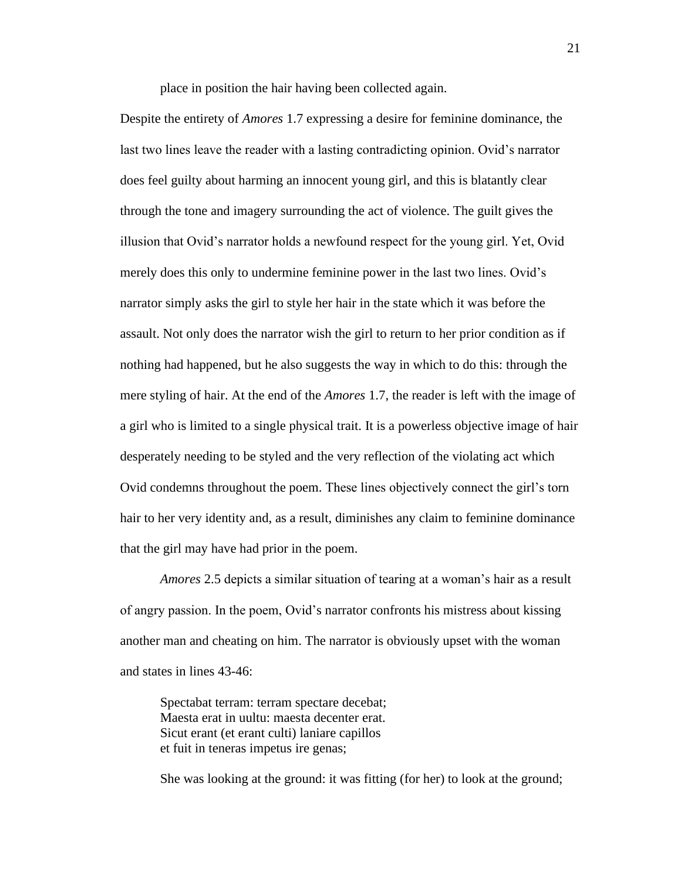place in position the hair having been collected again.

Despite the entirety of *Amores* 1.7 expressing a desire for feminine dominance, the last two lines leave the reader with a lasting contradicting opinion. Ovid's narrator does feel guilty about harming an innocent young girl, and this is blatantly clear through the tone and imagery surrounding the act of violence. The guilt gives the illusion that Ovid's narrator holds a newfound respect for the young girl. Yet, Ovid merely does this only to undermine feminine power in the last two lines. Ovid's narrator simply asks the girl to style her hair in the state which it was before the assault. Not only does the narrator wish the girl to return to her prior condition as if nothing had happened, but he also suggests the way in which to do this: through the mere styling of hair. At the end of the *Amores* 1.7, the reader is left with the image of a girl who is limited to a single physical trait. It is a powerless objective image of hair desperately needing to be styled and the very reflection of the violating act which Ovid condemns throughout the poem. These lines objectively connect the girl's torn hair to her very identity and, as a result, diminishes any claim to feminine dominance that the girl may have had prior in the poem.

*Amores* 2.5 depicts a similar situation of tearing at a woman's hair as a result of angry passion. In the poem, Ovid's narrator confronts his mistress about kissing another man and cheating on him. The narrator is obviously upset with the woman and states in lines 43-46:

> Spectabat terram: terram spectare decebat;
> Maesta erat in uultu: maesta decenter erat.
> Sicut erant (et erant culti) laniare capillos
> et fuit in teneras impetus ire genas;

> She was looking at the ground: it was fitting (for her) to look at the ground;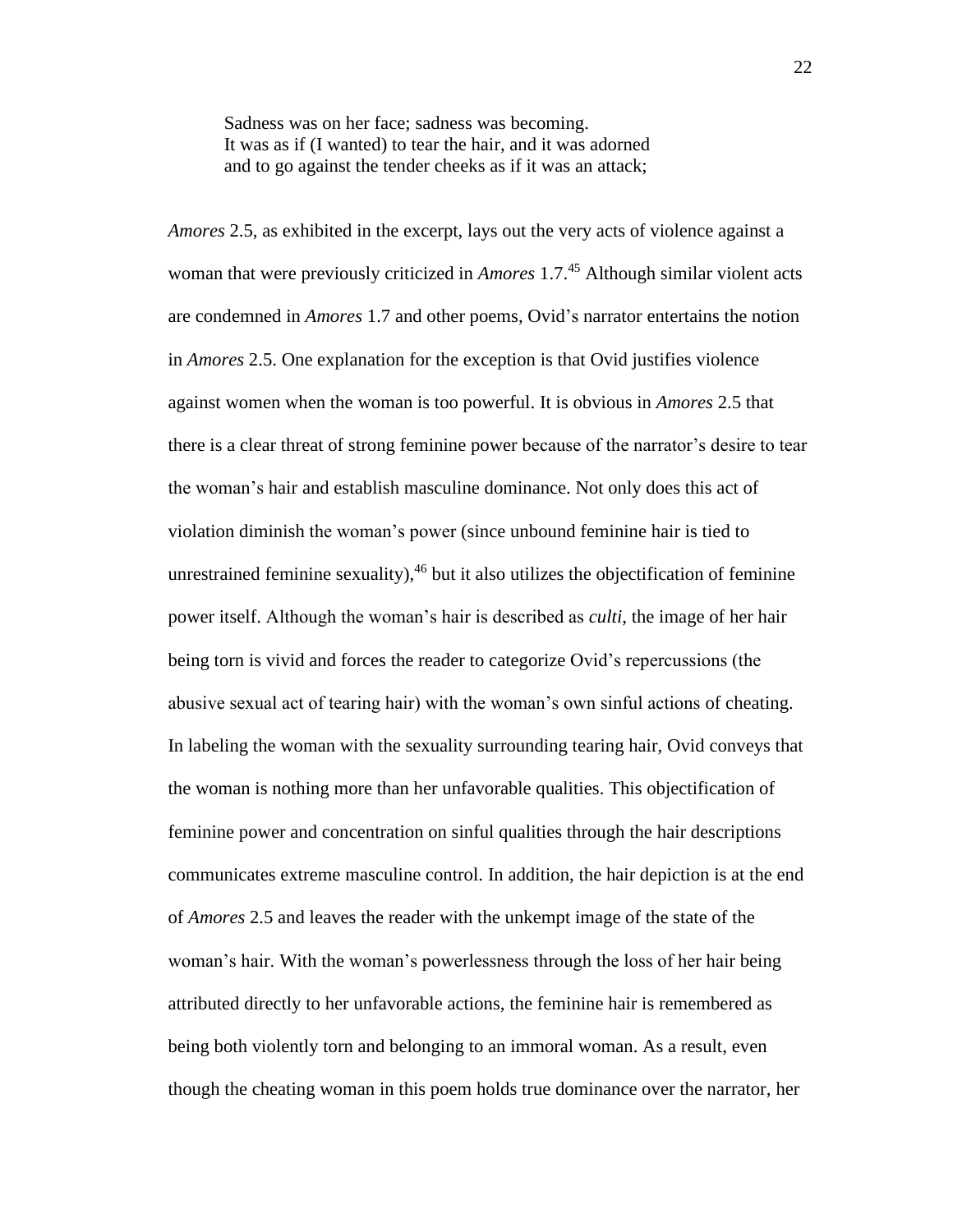> Sadness was on her face; sadness was becoming.
> It was as if (I wanted) to tear the hair, and it was adorned
> and to go against the tender cheeks as if it was an attack;

*Amores* 2.5, as exhibited in the excerpt, lays out the very acts of violence against a woman that were previously criticized in *Amores* 1.7.[45] Although similar violent acts are condemned in *Amores* 1.7 and other poems, Ovid's narrator entertains the notion in *Amores* 2.5. One explanation for the exception is that Ovid justifies violence against women when the woman is too powerful. It is obvious in *Amores* 2.5 that there is a clear threat of strong feminine power because of the narrator's desire to tear the woman's hair and establish masculine dominance. Not only does this act of violation diminish the woman's power (since unbound feminine hair is tied to unrestrained feminine sexuality),[46] but it also utilizes the objectification of feminine power itself. Although the woman's hair is described as *culti*, the image of her hair being torn is vivid and forces the reader to categorize Ovid's repercussions (the abusive sexual act of tearing hair) with the woman's own sinful actions of cheating. In labeling the woman with the sexuality surrounding tearing hair, Ovid conveys that the woman is nothing more than her unfavorable qualities. This objectification of feminine power and concentration on sinful qualities through the hair descriptions communicates extreme masculine control. In addition, the hair depiction is at the end of *Amores* 2.5 and leaves the reader with the unkempt image of the state of the woman's hair. With the woman's powerlessness through the loss of her hair being attributed directly to her unfavorable actions, the feminine hair is remembered as being both violently torn and belonging to an immoral woman. As a result, even though the cheating woman in this poem holds true dominance over the narrator, her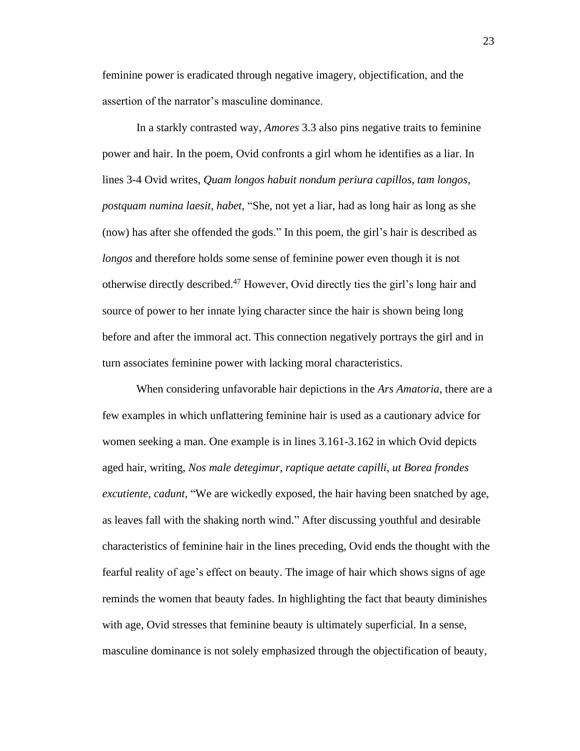feminine power is eradicated through negative imagery, objectification, and the assertion of the narrator's masculine dominance.

In a starkly contrasted way, *Amores* 3.3 also pins negative traits to feminine power and hair. In the poem, Ovid confronts a girl whom he identifies as a liar. In lines 3-4 Ovid writes, *Quam longos habuit nondum periura capillos, tam longos, postquam numina laesit, habet*, "She, not yet a liar, had as long hair as long as she (now) has after she offended the gods." In this poem, the girl's hair is described as *longos* and therefore holds some sense of feminine power even though it is not otherwise directly described.[47] However, Ovid directly ties the girl's long hair and source of power to her innate lying character since the hair is shown being long before and after the immoral act. This connection negatively portrays the girl and in turn associates feminine power with lacking moral characteristics.

When considering unfavorable hair depictions in the *Ars Amatoria*, there are a few examples in which unflattering feminine hair is used as a cautionary advice for women seeking a man. One example is in lines 3.161-3.162 in which Ovid depicts aged hair, writing, *Nos male detegimur, raptique aetate capilli, ut Borea frondes excutiente, cadunt*, "We are wickedly exposed, the hair having been snatched by age, as leaves fall with the shaking north wind." After discussing youthful and desirable characteristics of feminine hair in the lines preceding, Ovid ends the thought with the fearful reality of age's effect on beauty. The image of hair which shows signs of age reminds the women that beauty fades. In highlighting the fact that beauty diminishes with age, Ovid stresses that feminine beauty is ultimately superficial. In a sense, masculine dominance is not solely emphasized through the objectification of beauty,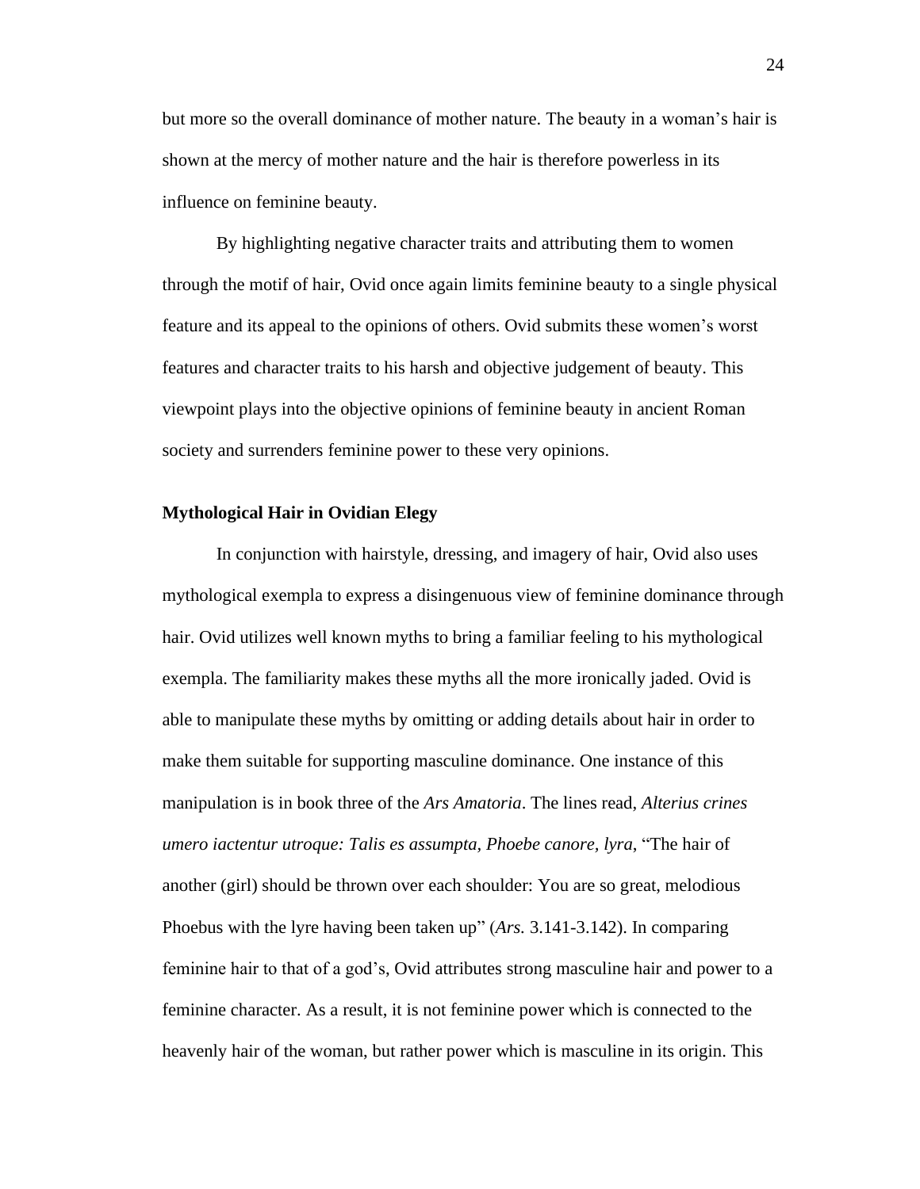but more so the overall dominance of mother nature. The beauty in a woman's hair is shown at the mercy of mother nature and the hair is therefore powerless in its influence on feminine beauty.

By highlighting negative character traits and attributing them to women through the motif of hair, Ovid once again limits feminine beauty to a single physical feature and its appeal to the opinions of others. Ovid submits these women's worst features and character traits to his harsh and objective judgement of beauty. This viewpoint plays into the objective opinions of feminine beauty in ancient Roman society and surrenders feminine power to these very opinions.

**Mythological Hair in Ovidian Elegy**

In conjunction with hairstyle, dressing, and imagery of hair, Ovid also uses mythological exempla to express a disingenuous view of feminine dominance through hair. Ovid utilizes well known myths to bring a familiar feeling to his mythological exempla. The familiarity makes these myths all the more ironically jaded. Ovid is able to manipulate these myths by omitting or adding details about hair in order to make them suitable for supporting masculine dominance. One instance of this manipulation is in book three of the *Ars Amatoria*. The lines read, *Alterius crines umero iactentur utroque: Talis es assumpta, Phoebe canore, lyra*, "The hair of another (girl) should be thrown over each shoulder: You are so great, melodious Phoebus with the lyre having been taken up" (*Ars.* 3.141-3.142). In comparing feminine hair to that of a god's, Ovid attributes strong masculine hair and power to a feminine character. As a result, it is not feminine power which is connected to the heavenly hair of the woman, but rather power which is masculine in its origin. This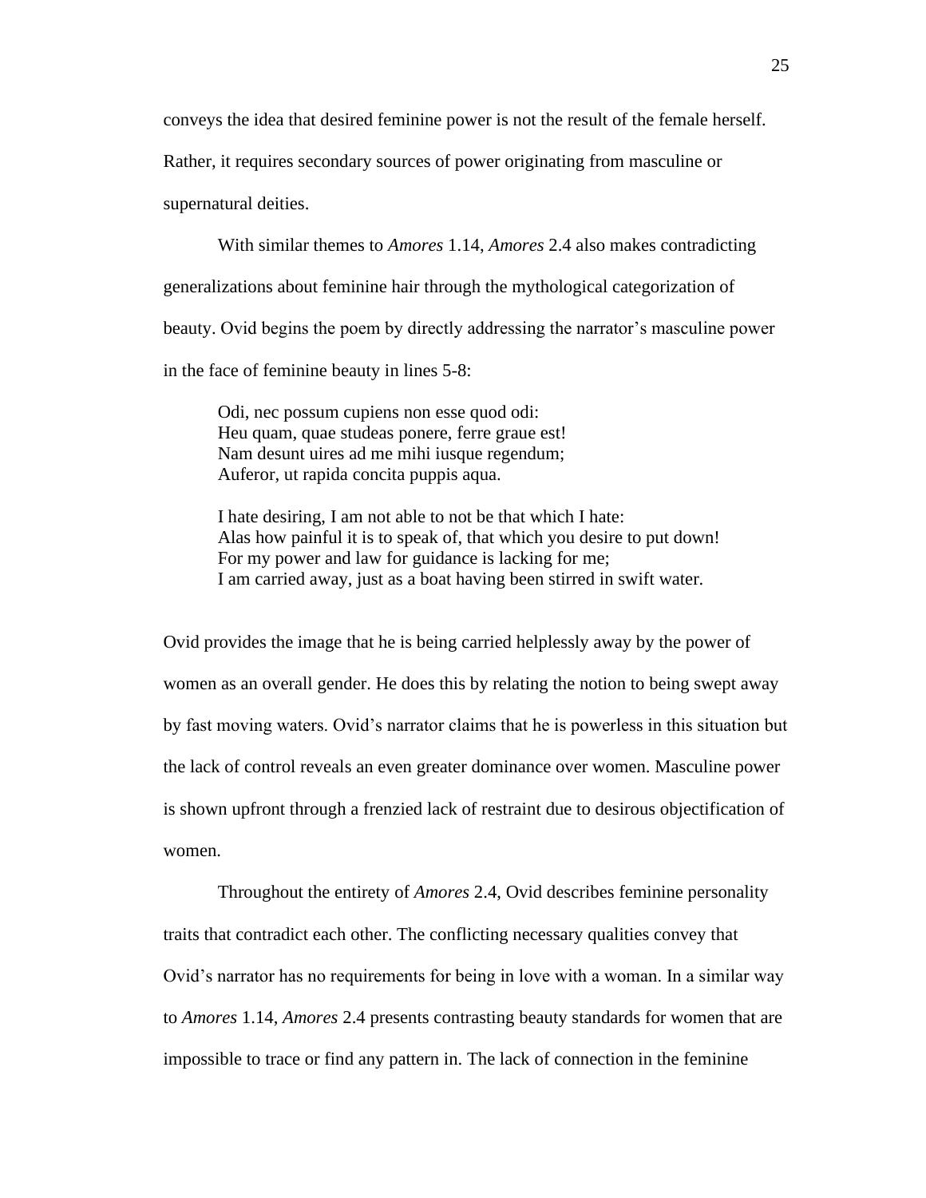conveys the idea that desired feminine power is not the result of the female herself. Rather, it requires secondary sources of power originating from masculine or supernatural deities.

With similar themes to *Amores* 1.14, *Amores* 2.4 also makes contradicting generalizations about feminine hair through the mythological categorization of beauty. Ovid begins the poem by directly addressing the narrator's masculine power in the face of feminine beauty in lines 5-8:

> Odi, nec possum cupiens non esse quod odi:
> Heu quam, quae studeas ponere, ferre graue est!
> Nam desunt uires ad me mihi iusque regendum;
> Auferor, ut rapida concita puppis aqua.
>
> I hate desiring, I am not able to not be that which I hate:
> Alas how painful it is to speak of, that which you desire to put down!
> For my power and law for guidance is lacking for me;
> I am carried away, just as a boat having been stirred in swift water.

Ovid provides the image that he is being carried helplessly away by the power of women as an overall gender. He does this by relating the notion to being swept away by fast moving waters. Ovid's narrator claims that he is powerless in this situation but the lack of control reveals an even greater dominance over women. Masculine power is shown upfront through a frenzied lack of restraint due to desirous objectification of women.

Throughout the entirety of *Amores* 2.4, Ovid describes feminine personality traits that contradict each other. The conflicting necessary qualities convey that Ovid's narrator has no requirements for being in love with a woman. In a similar way to *Amores* 1.14, *Amores* 2.4 presents contrasting beauty standards for women that are impossible to trace or find any pattern in. The lack of connection in the feminine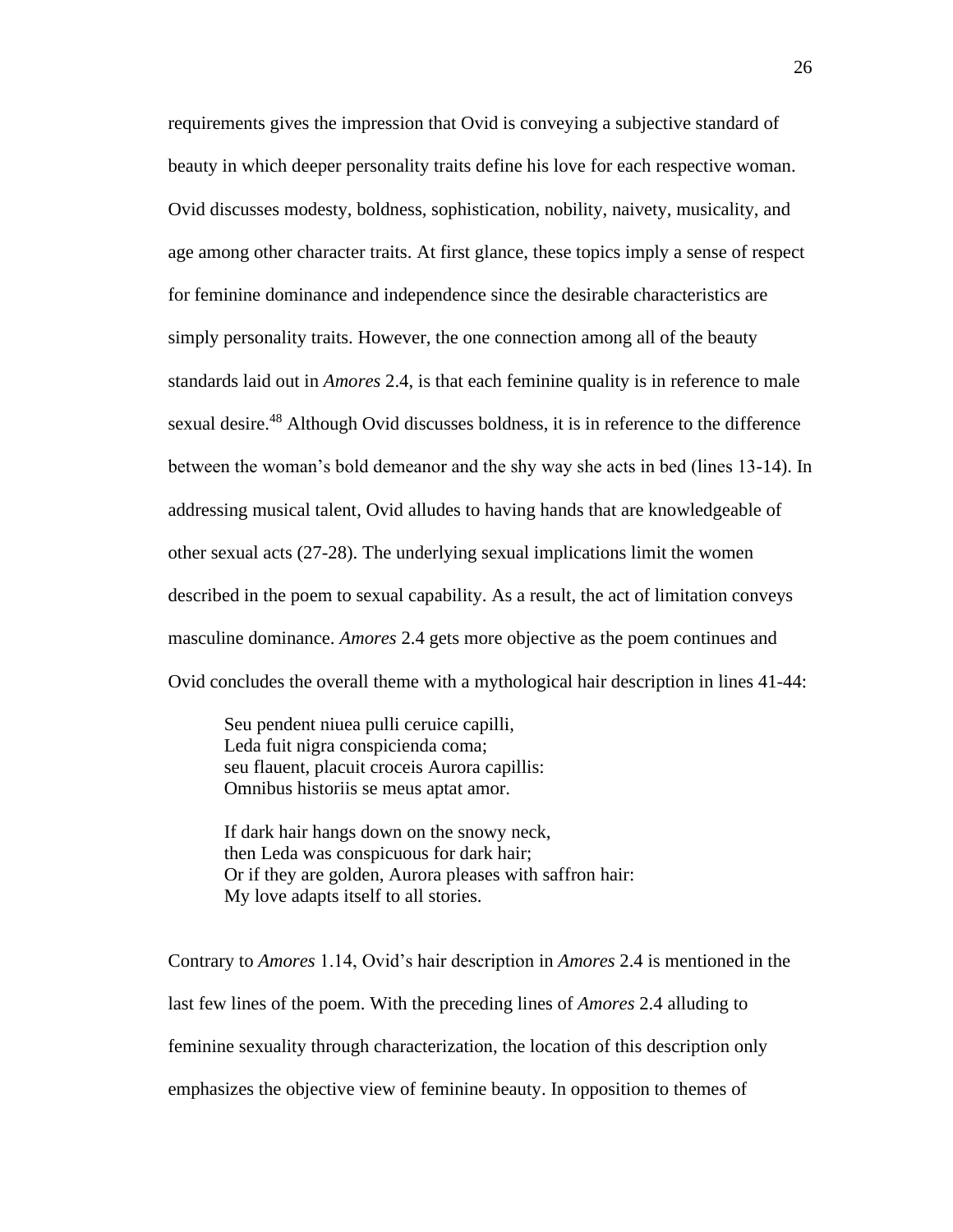requirements gives the impression that Ovid is conveying a subjective standard of beauty in which deeper personality traits define his love for each respective woman. Ovid discusses modesty, boldness, sophistication, nobility, naivety, musicality, and age among other character traits. At first glance, these topics imply a sense of respect for feminine dominance and independence since the desirable characteristics are simply personality traits. However, the one connection among all of the beauty standards laid out in *Amores* 2.4, is that each feminine quality is in reference to male sexual desire.[48] Although Ovid discusses boldness, it is in reference to the difference between the woman's bold demeanor and the shy way she acts in bed (lines 13-14). In addressing musical talent, Ovid alludes to having hands that are knowledgeable of other sexual acts (27-28). The underlying sexual implications limit the women described in the poem to sexual capability. As a result, the act of limitation conveys masculine dominance. *Amores* 2.4 gets more objective as the poem continues and Ovid concludes the overall theme with a mythological hair description in lines 41-44:

> Seu pendent niuea pulli ceruice capilli,
> Leda fuit nigra conspicienda coma;
> seu flauent, placuit croceis Aurora capillis:
> Omnibus historiis se meus aptat amor.
>
> If dark hair hangs down on the snowy neck,
> then Leda was conspicuous for dark hair;
> Or if they are golden, Aurora pleases with saffron hair:
> My love adapts itself to all stories.

Contrary to *Amores* 1.14, Ovid's hair description in *Amores* 2.4 is mentioned in the last few lines of the poem. With the preceding lines of *Amores* 2.4 alluding to feminine sexuality through characterization, the location of this description only emphasizes the objective view of feminine beauty. In opposition to themes of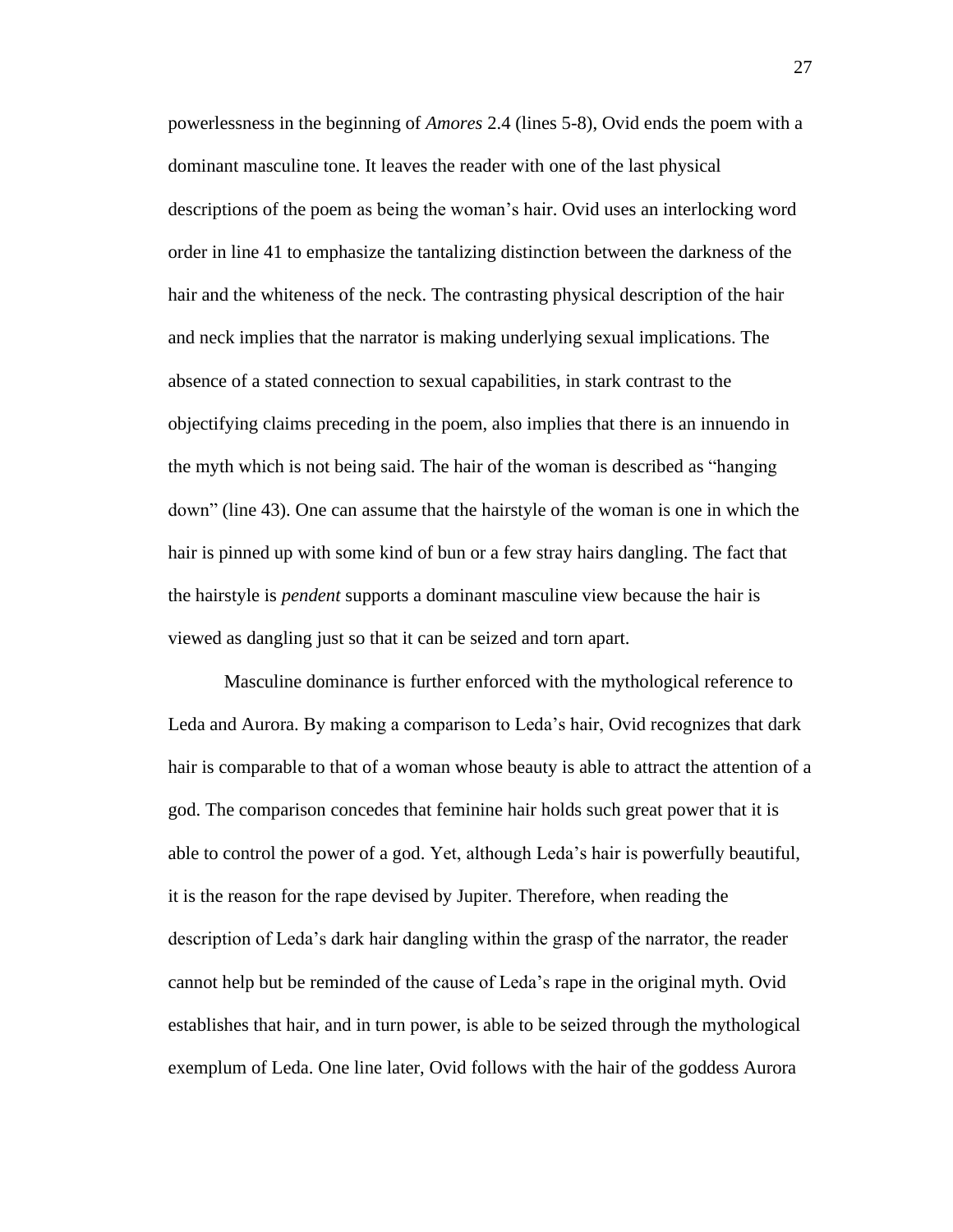powerlessness in the beginning of *Amores* 2.4 (lines 5-8), Ovid ends the poem with a dominant masculine tone. It leaves the reader with one of the last physical descriptions of the poem as being the woman's hair. Ovid uses an interlocking word order in line 41 to emphasize the tantalizing distinction between the darkness of the hair and the whiteness of the neck. The contrasting physical description of the hair and neck implies that the narrator is making underlying sexual implications. The absence of a stated connection to sexual capabilities, in stark contrast to the objectifying claims preceding in the poem, also implies that there is an innuendo in the myth which is not being said. The hair of the woman is described as "hanging down" (line 43). One can assume that the hairstyle of the woman is one in which the hair is pinned up with some kind of bun or a few stray hairs dangling. The fact that the hairstyle is *pendent* supports a dominant masculine view because the hair is viewed as dangling just so that it can be seized and torn apart.

Masculine dominance is further enforced with the mythological reference to Leda and Aurora. By making a comparison to Leda's hair, Ovid recognizes that dark hair is comparable to that of a woman whose beauty is able to attract the attention of a god. The comparison concedes that feminine hair holds such great power that it is able to control the power of a god. Yet, although Leda's hair is powerfully beautiful, it is the reason for the rape devised by Jupiter. Therefore, when reading the description of Leda's dark hair dangling within the grasp of the narrator, the reader cannot help but be reminded of the cause of Leda's rape in the original myth. Ovid establishes that hair, and in turn power, is able to be seized through the mythological exemplum of Leda. One line later, Ovid follows with the hair of the goddess Aurora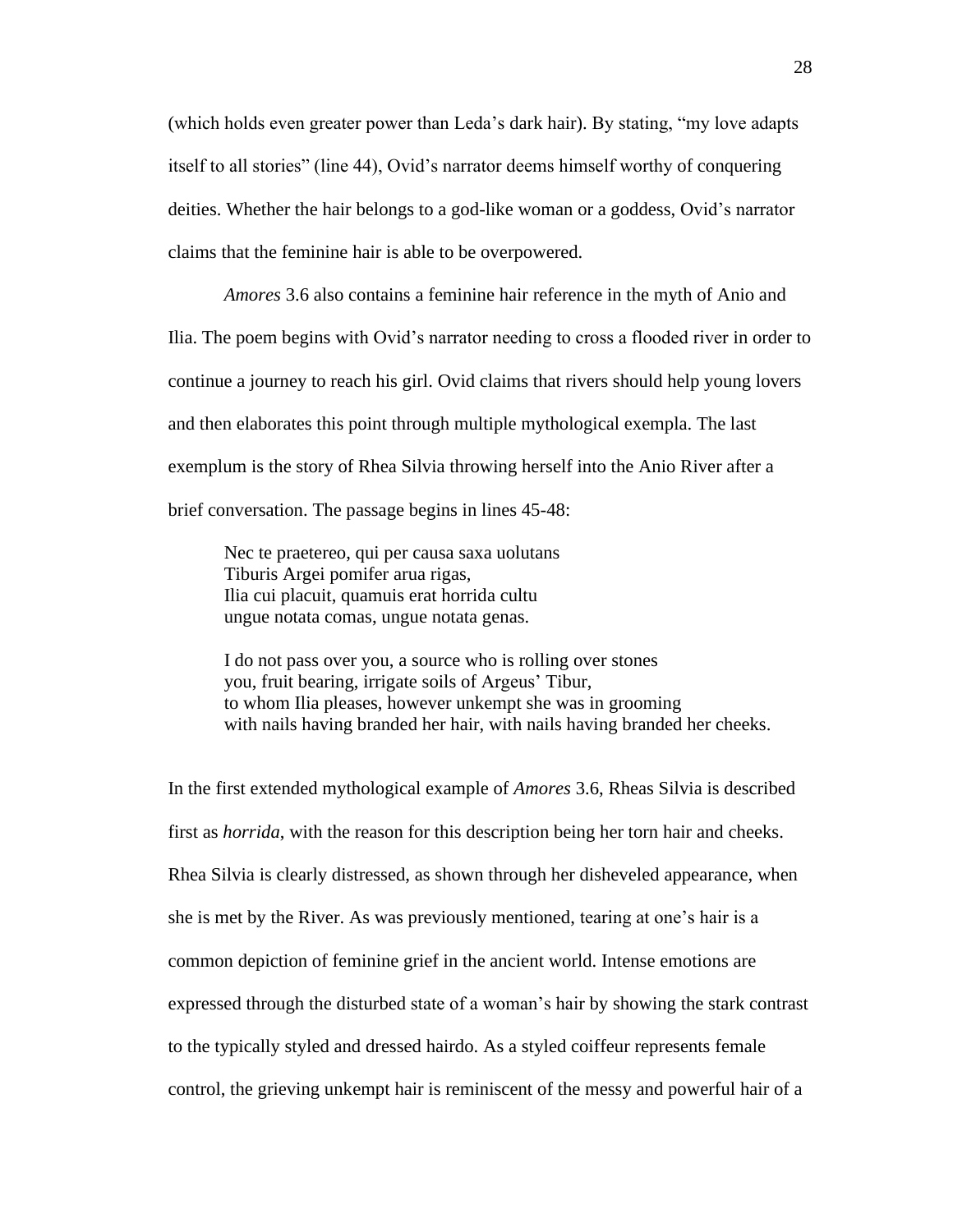(which holds even greater power than Leda's dark hair). By stating, "my love adapts itself to all stories" (line 44), Ovid's narrator deems himself worthy of conquering deities. Whether the hair belongs to a god-like woman or a goddess, Ovid's narrator claims that the feminine hair is able to be overpowered.

*Amores* 3.6 also contains a feminine hair reference in the myth of Anio and Ilia. The poem begins with Ovid's narrator needing to cross a flooded river in order to continue a journey to reach his girl. Ovid claims that rivers should help young lovers and then elaborates this point through multiple mythological exempla. The last exemplum is the story of Rhea Silvia throwing herself into the Anio River after a brief conversation. The passage begins in lines 45-48:

> Nec te praetereo, qui per causa saxa uolutans
> Tiburis Argei pomifer arua rigas,
> Ilia cui placuit, quamuis erat horrida cultu
> ungue notata comas, ungue notata genas.
>
> I do not pass over you, a source who is rolling over stones
> you, fruit bearing, irrigate soils of Argeus' Tibur,
> to whom Ilia pleases, however unkempt she was in grooming
> with nails having branded her hair, with nails having branded her cheeks.

In the first extended mythological example of *Amores* 3.6, Rheas Silvia is described first as *horrida*, with the reason for this description being her torn hair and cheeks. Rhea Silvia is clearly distressed, as shown through her disheveled appearance, when she is met by the River. As was previously mentioned, tearing at one's hair is a common depiction of feminine grief in the ancient world. Intense emotions are expressed through the disturbed state of a woman's hair by showing the stark contrast to the typically styled and dressed hairdo. As a styled coiffeur represents female control, the grieving unkempt hair is reminiscent of the messy and powerful hair of a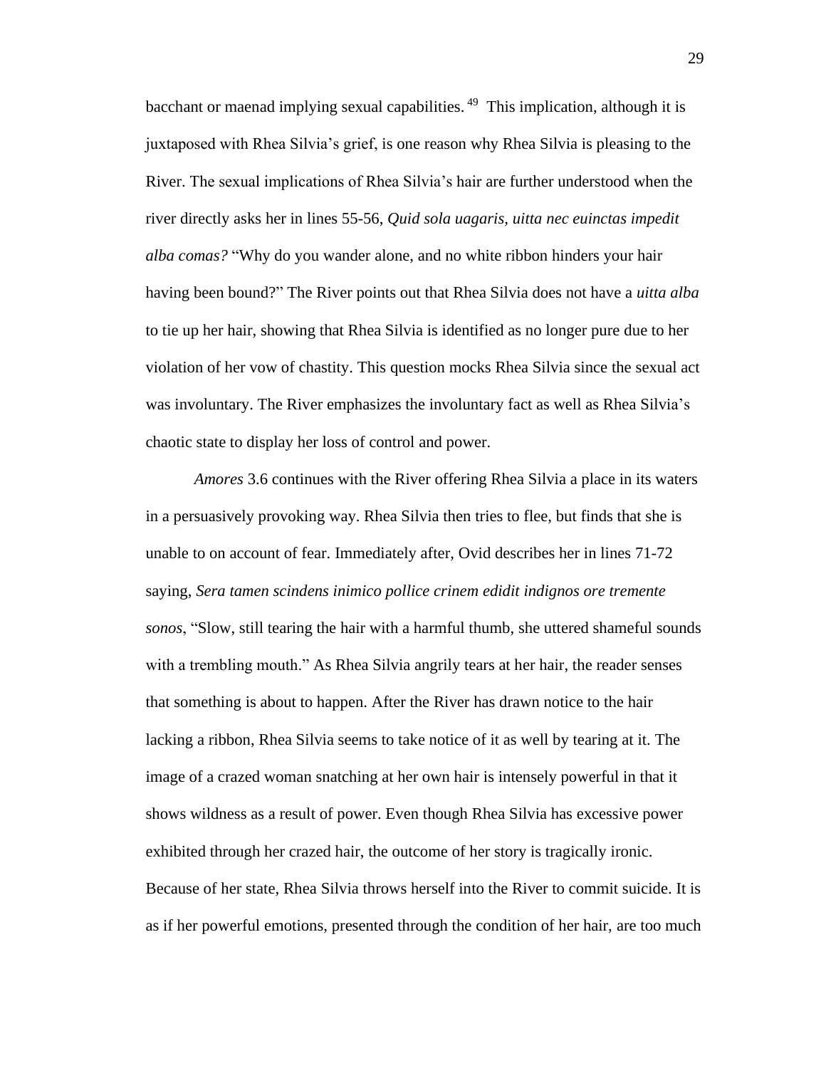bacchant or maenad implying sexual capabilities.[49] This implication, although it is juxtaposed with Rhea Silvia's grief, is one reason why Rhea Silvia is pleasing to the River. The sexual implications of Rhea Silvia's hair are further understood when the river directly asks her in lines 55-56, *Quid sola uagaris, uitta nec euinctas impedit alba comas?* "Why do you wander alone, and no white ribbon hinders your hair having been bound?" The River points out that Rhea Silvia does not have a *uitta alba* to tie up her hair, showing that Rhea Silvia is identified as no longer pure due to her violation of her vow of chastity. This question mocks Rhea Silvia since the sexual act was involuntary. The River emphasizes the involuntary fact as well as Rhea Silvia's chaotic state to display her loss of control and power.

*Amores* 3.6 continues with the River offering Rhea Silvia a place in its waters in a persuasively provoking way. Rhea Silvia then tries to flee, but finds that she is unable to on account of fear. Immediately after, Ovid describes her in lines 71-72 saying, *Sera tamen scindens inimico pollice crinem edidit indignos ore tremente sonos*, "Slow, still tearing the hair with a harmful thumb, she uttered shameful sounds with a trembling mouth." As Rhea Silvia angrily tears at her hair, the reader senses that something is about to happen. After the River has drawn notice to the hair lacking a ribbon, Rhea Silvia seems to take notice of it as well by tearing at it. The image of a crazed woman snatching at her own hair is intensely powerful in that it shows wildness as a result of power. Even though Rhea Silvia has excessive power exhibited through her crazed hair, the outcome of her story is tragically ironic. Because of her state, Rhea Silvia throws herself into the River to commit suicide. It is as if her powerful emotions, presented through the condition of her hair, are too much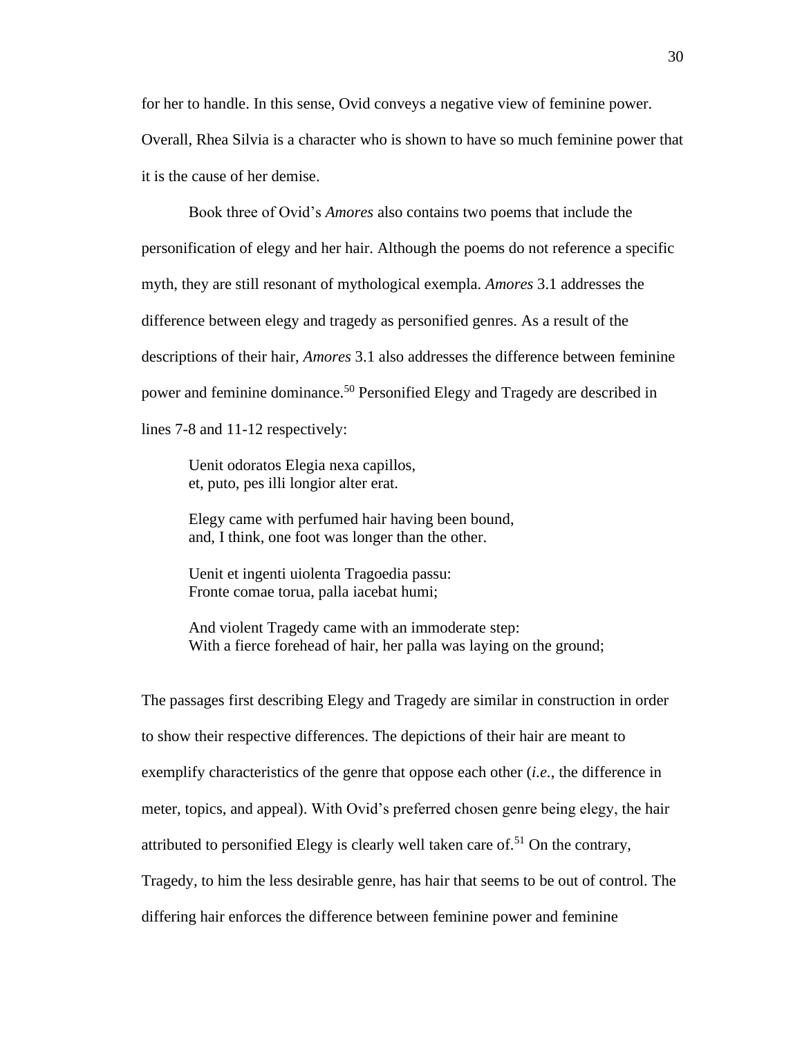for her to handle. In this sense, Ovid conveys a negative view of feminine power. Overall, Rhea Silvia is a character who is shown to have so much feminine power that it is the cause of her demise.

Book three of Ovid's *Amores* also contains two poems that include the personification of elegy and her hair. Although the poems do not reference a specific myth, they are still resonant of mythological exempla. *Amores* 3.1 addresses the difference between elegy and tragedy as personified genres. As a result of the descriptions of their hair, *Amores* 3.1 also addresses the difference between feminine power and feminine dominance.[50] Personified Elegy and Tragedy are described in lines 7-8 and 11-12 respectively:

> Uenit odoratos Elegia nexa capillos,
> et, puto, pes illi longior alter erat.
>
> Elegy came with perfumed hair having been bound,
> and, I think, one foot was longer than the other.
>
> Uenit et ingenti uiolenta Tragoedia passu:
> Fronte comae torua, palla iacebat humi;
>
> And violent Tragedy came with an immoderate step:
> With a fierce forehead of hair, her palla was laying on the ground;

The passages first describing Elegy and Tragedy are similar in construction in order to show their respective differences. The depictions of their hair are meant to exemplify characteristics of the genre that oppose each other (*i.e.*, the difference in meter, topics, and appeal). With Ovid's preferred chosen genre being elegy, the hair attributed to personified Elegy is clearly well taken care of.[51] On the contrary, Tragedy, to him the less desirable genre, has hair that seems to be out of control. The differing hair enforces the difference between feminine power and feminine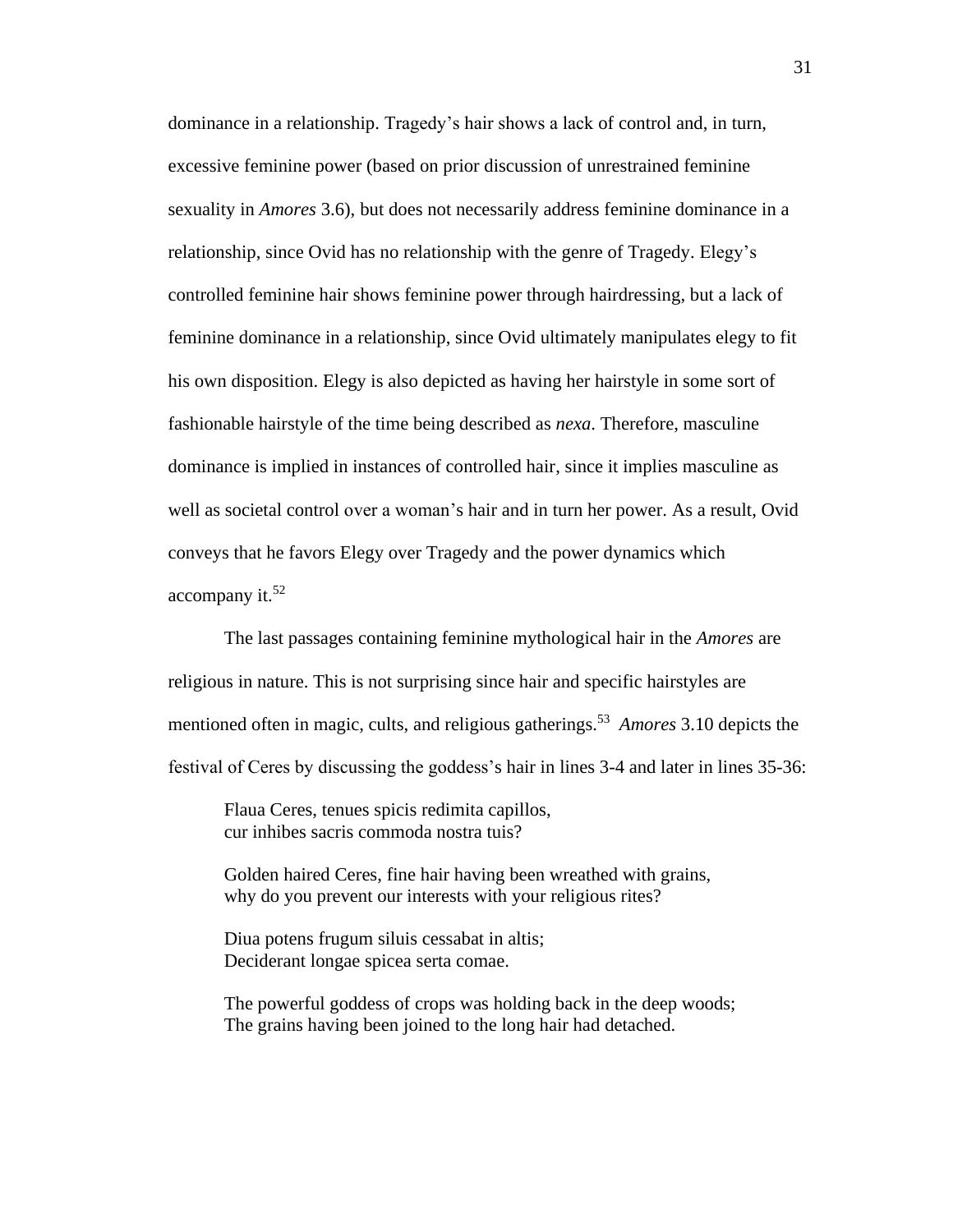dominance in a relationship. Tragedy's hair shows a lack of control and, in turn, excessive feminine power (based on prior discussion of unrestrained feminine sexuality in *Amores* 3.6), but does not necessarily address feminine dominance in a relationship, since Ovid has no relationship with the genre of Tragedy. Elegy's controlled feminine hair shows feminine power through hairdressing, but a lack of feminine dominance in a relationship, since Ovid ultimately manipulates elegy to fit his own disposition. Elegy is also depicted as having her hairstyle in some sort of fashionable hairstyle of the time being described as *nexa*. Therefore, masculine dominance is implied in instances of controlled hair, since it implies masculine as well as societal control over a woman's hair and in turn her power. As a result, Ovid conveys that he favors Elegy over Tragedy and the power dynamics which accompany it.[52]

The last passages containing feminine mythological hair in the *Amores* are religious in nature. This is not surprising since hair and specific hairstyles are mentioned often in magic, cults, and religious gatherings.[53] *Amores* 3.10 depicts the festival of Ceres by discussing the goddess's hair in lines 3-4 and later in lines 35-36:

> Flaua Ceres, tenues spicis redimita capillos,
> cur inhibes sacris commoda nostra tuis?
>
> Golden haired Ceres, fine hair having been wreathed with grains,
> why do you prevent our interests with your religious rites?
>
> Diua potens frugum siluis cessabat in altis;
> Deciderant longae spicea serta comae.
>
> The powerful goddess of crops was holding back in the deep woods;
> The grains having been joined to the long hair had detached.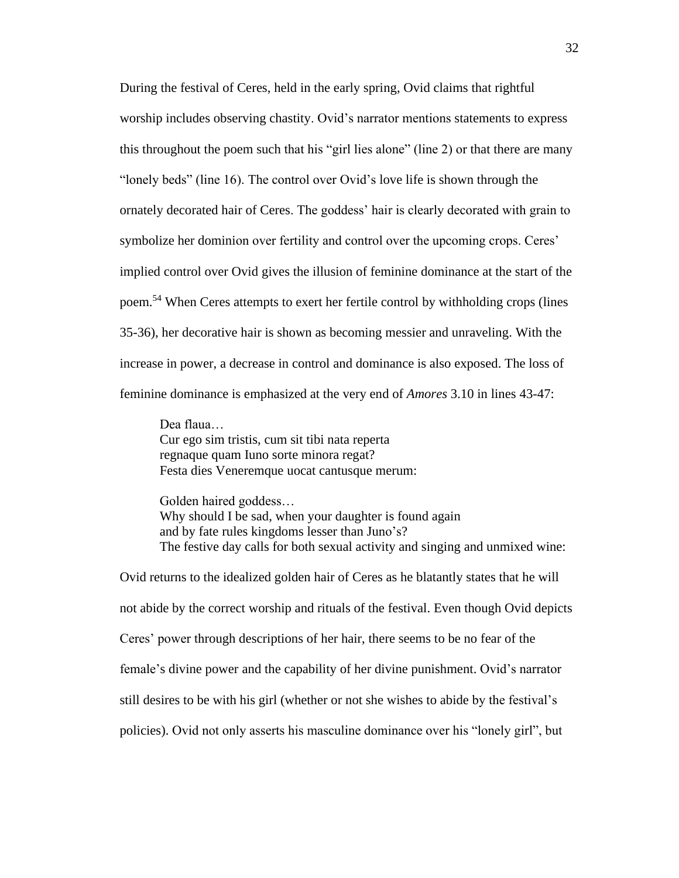During the festival of Ceres, held in the early spring, Ovid claims that rightful worship includes observing chastity. Ovid's narrator mentions statements to express this throughout the poem such that his "girl lies alone" (line 2) or that there are many "lonely beds" (line 16). The control over Ovid's love life is shown through the ornately decorated hair of Ceres. The goddess' hair is clearly decorated with grain to symbolize her dominion over fertility and control over the upcoming crops. Ceres' implied control over Ovid gives the illusion of feminine dominance at the start of the poem.[54] When Ceres attempts to exert her fertile control by withholding crops (lines 35-36), her decorative hair is shown as becoming messier and unraveling. With the increase in power, a decrease in control and dominance is also exposed. The loss of feminine dominance is emphasized at the very end of *Amores* 3.10 in lines 43-47:

> Dea flaua…
> Cur ego sim tristis, cum sit tibi nata reperta
> regnaque quam Iuno sorte minora regat?
> Festa dies Veneremque uocat cantusque merum:
>
> Golden haired goddess…
> Why should I be sad, when your daughter is found again
> and by fate rules kingdoms lesser than Juno's?
> The festive day calls for both sexual activity and singing and unmixed wine:

Ovid returns to the idealized golden hair of Ceres as he blatantly states that he will not abide by the correct worship and rituals of the festival. Even though Ovid depicts Ceres' power through descriptions of her hair, there seems to be no fear of the female's divine power and the capability of her divine punishment. Ovid's narrator still desires to be with his girl (whether or not she wishes to abide by the festival's policies). Ovid not only asserts his masculine dominance over his "lonely girl", but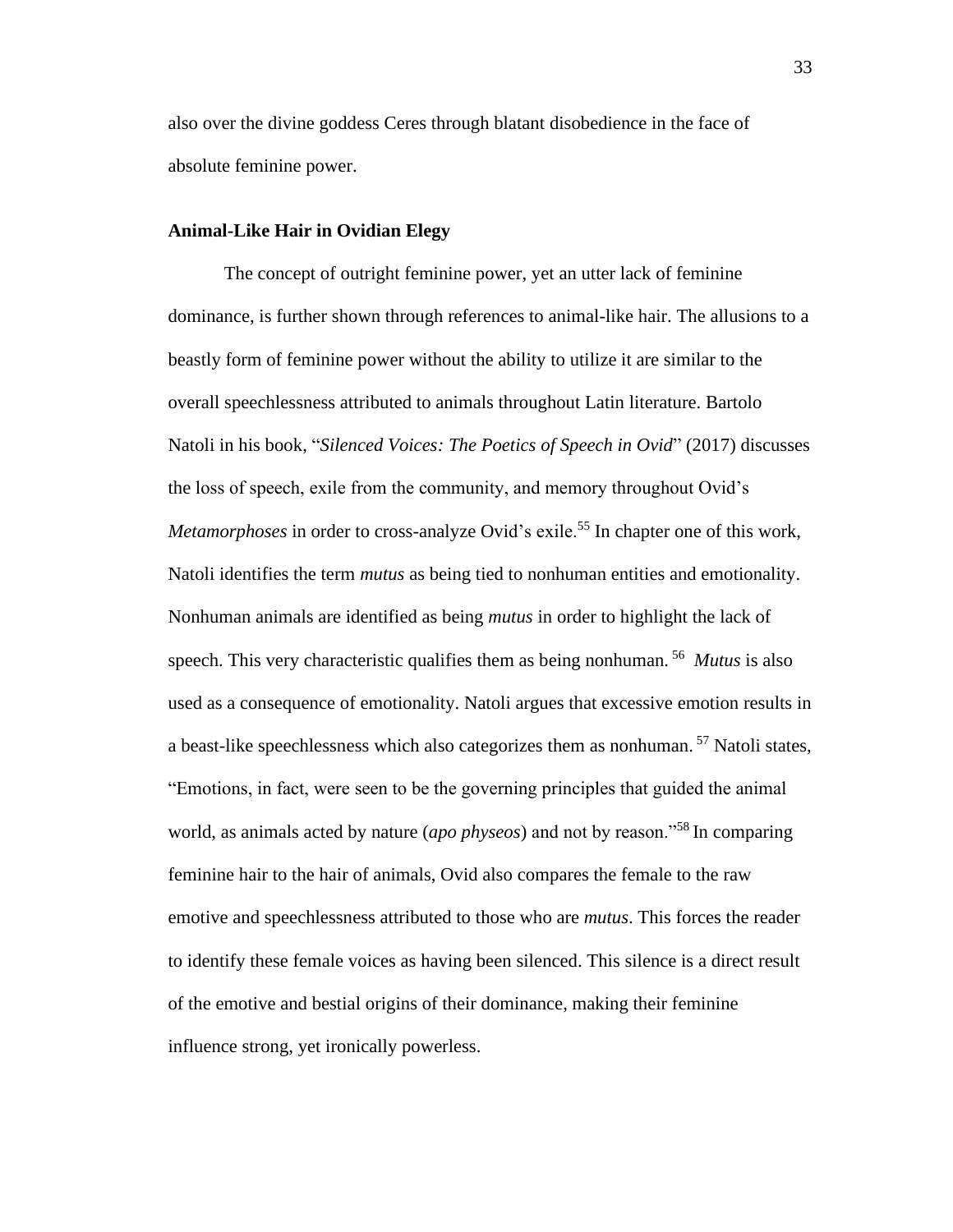also over the divine goddess Ceres through blatant disobedience in the face of absolute feminine power.

### Animal-Like Hair in Ovidian Elegy

The concept of outright feminine power, yet an utter lack of feminine dominance, is further shown through references to animal-like hair. The allusions to a beastly form of feminine power without the ability to utilize it are similar to the overall speechlessness attributed to animals throughout Latin literature. Bartolo Natoli in his book, "*Silenced Voices: The Poetics of Speech in Ovid*" (2017) discusses the loss of speech, exile from the community, and memory throughout Ovid's *Metamorphoses* in order to cross-analyze Ovid's exile.[55] In chapter one of this work, Natoli identifies the term *mutus* as being tied to nonhuman entities and emotionality. Nonhuman animals are identified as being *mutus* in order to highlight the lack of speech. This very characteristic qualifies them as being nonhuman.[56] *Mutus* is also used as a consequence of emotionality. Natoli argues that excessive emotion results in a beast-like speechlessness which also categorizes them as nonhuman.[57] Natoli states, "Emotions, in fact, were seen to be the governing principles that guided the animal world, as animals acted by nature (*apo physeos*) and not by reason."[58] In comparing feminine hair to the hair of animals, Ovid also compares the female to the raw emotive and speechlessness attributed to those who are *mutus*. This forces the reader to identify these female voices as having been silenced. This silence is a direct result of the emotive and bestial origins of their dominance, making their feminine influence strong, yet ironically powerless.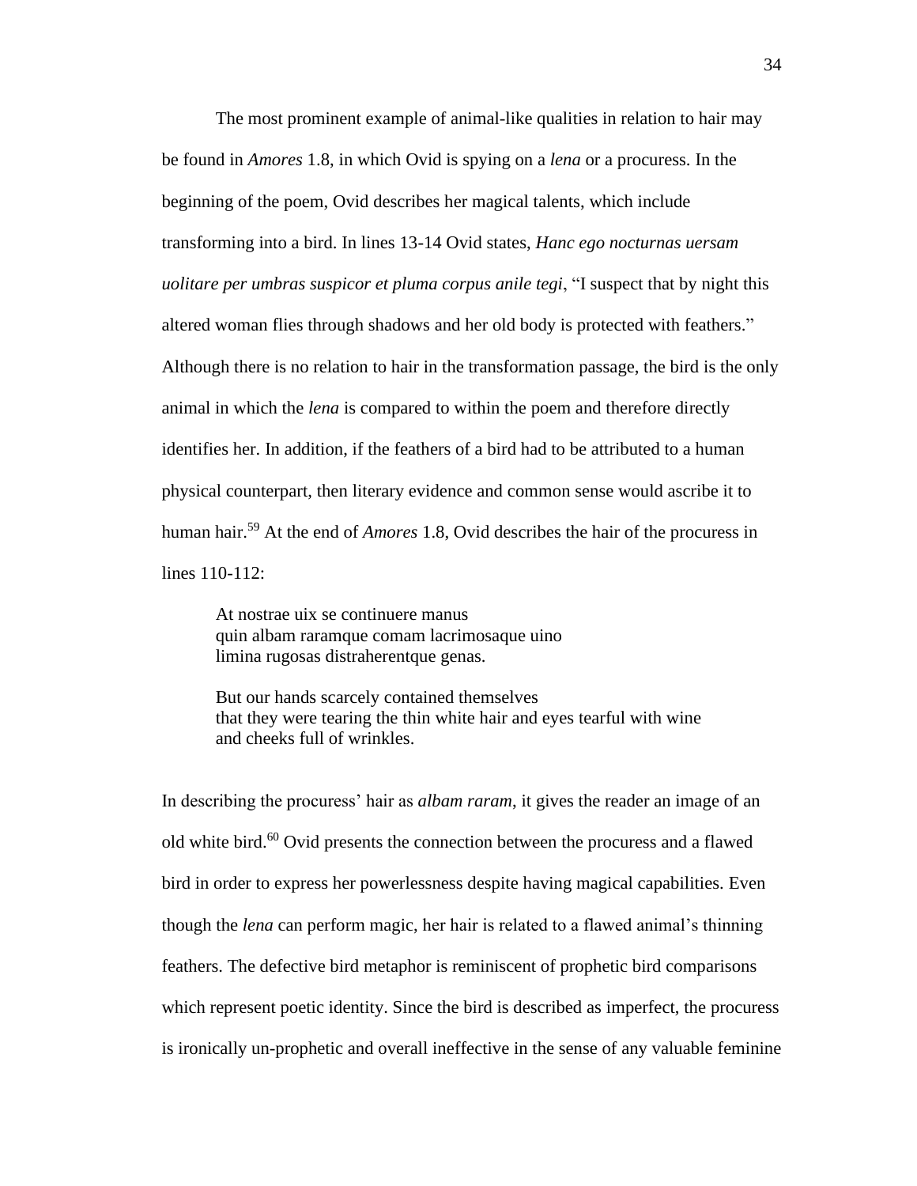The most prominent example of animal-like qualities in relation to hair may be found in *Amores* 1.8, in which Ovid is spying on a *lena* or a procuress. In the beginning of the poem, Ovid describes her magical talents, which include transforming into a bird. In lines 13-14 Ovid states, *Hanc ego nocturnas uersam uolitare per umbras suspicor et pluma corpus anile tegi*, "I suspect that by night this altered woman flies through shadows and her old body is protected with feathers." Although there is no relation to hair in the transformation passage, the bird is the only animal in which the *lena* is compared to within the poem and therefore directly identifies her. In addition, if the feathers of a bird had to be attributed to a human physical counterpart, then literary evidence and common sense would ascribe it to human hair.[59] At the end of *Amores* 1.8, Ovid describes the hair of the procuress in lines 110-112:

> At nostrae uix se continuere manus
> quin albam raramque comam lacrimosaque uino
> limina rugosas distraherentque genas.
>
> But our hands scarcely contained themselves
> that they were tearing the thin white hair and eyes tearful with wine
> and cheeks full of wrinkles.

In describing the procuress' hair as *albam raram*, it gives the reader an image of an old white bird.[60] Ovid presents the connection between the procuress and a flawed bird in order to express her powerlessness despite having magical capabilities. Even though the *lena* can perform magic, her hair is related to a flawed animal's thinning feathers. The defective bird metaphor is reminiscent of prophetic bird comparisons which represent poetic identity. Since the bird is described as imperfect, the procuress is ironically un-prophetic and overall ineffective in the sense of any valuable feminine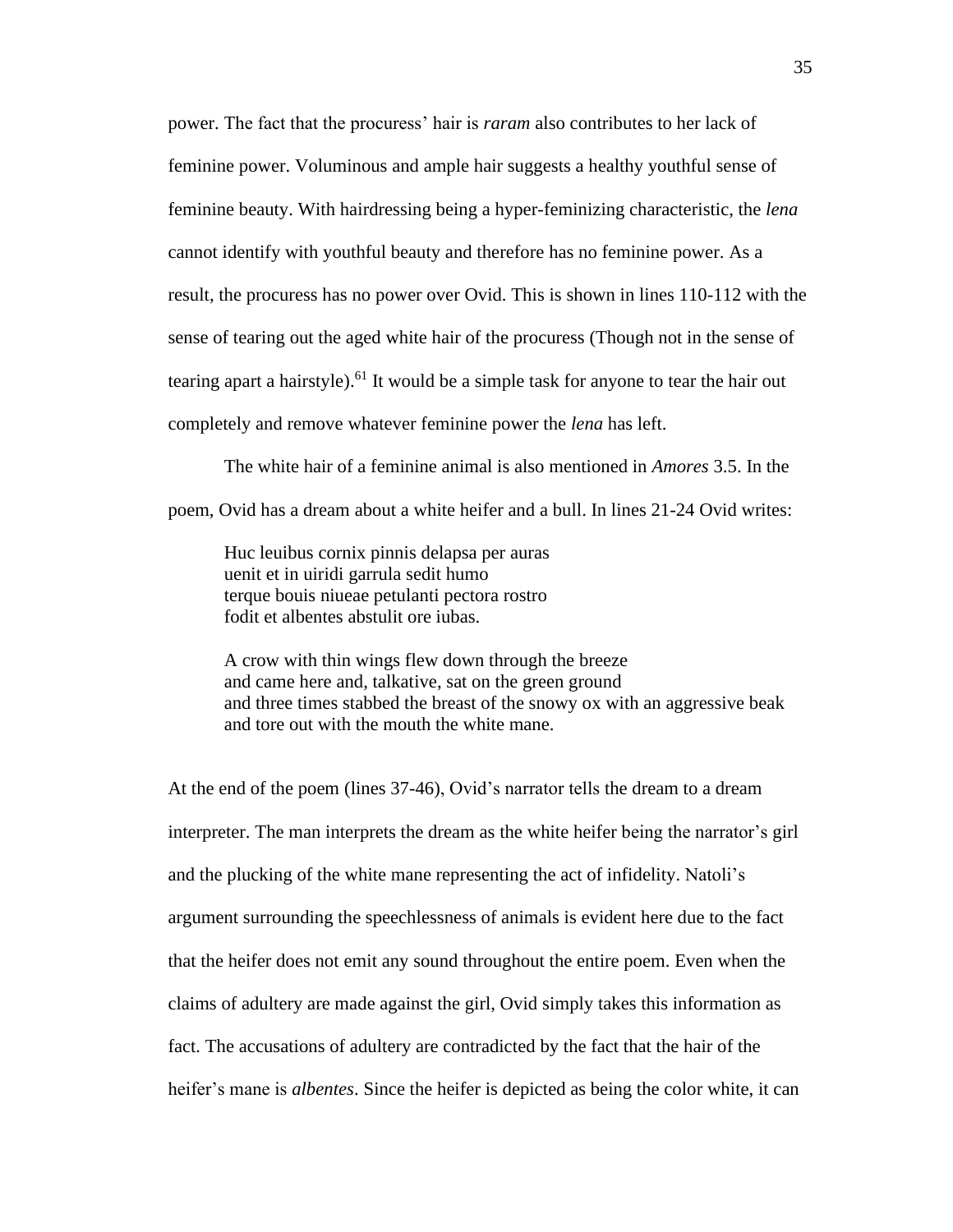power. The fact that the procuress' hair is *raram* also contributes to her lack of feminine power. Voluminous and ample hair suggests a healthy youthful sense of feminine beauty. With hairdressing being a hyper-feminizing characteristic, the *lena* cannot identify with youthful beauty and therefore has no feminine power. As a result, the procuress has no power over Ovid. This is shown in lines 110-112 with the sense of tearing out the aged white hair of the procuress (Though not in the sense of tearing apart a hairstyle).[61] It would be a simple task for anyone to tear the hair out completely and remove whatever feminine power the *lena* has left.

The white hair of a feminine animal is also mentioned in *Amores* 3.5. In the poem, Ovid has a dream about a white heifer and a bull. In lines 21-24 Ovid writes:

> Huc leuibus cornix pinnis delapsa per auras
> uenit et in uiridi garrula sedit humo
> terque bouis niueae petulanti pectora rostro
> fodit et albentes abstulit ore iubas.
>
> A crow with thin wings flew down through the breeze
> and came here and, talkative, sat on the green ground
> and three times stabbed the breast of the snowy ox with an aggressive beak
> and tore out with the mouth the white mane.

At the end of the poem (lines 37-46), Ovid's narrator tells the dream to a dream interpreter. The man interprets the dream as the white heifer being the narrator's girl and the plucking of the white mane representing the act of infidelity. Natoli's argument surrounding the speechlessness of animals is evident here due to the fact that the heifer does not emit any sound throughout the entire poem. Even when the claims of adultery are made against the girl, Ovid simply takes this information as fact. The accusations of adultery are contradicted by the fact that the hair of the heifer's mane is *albentes*. Since the heifer is depicted as being the color white, it can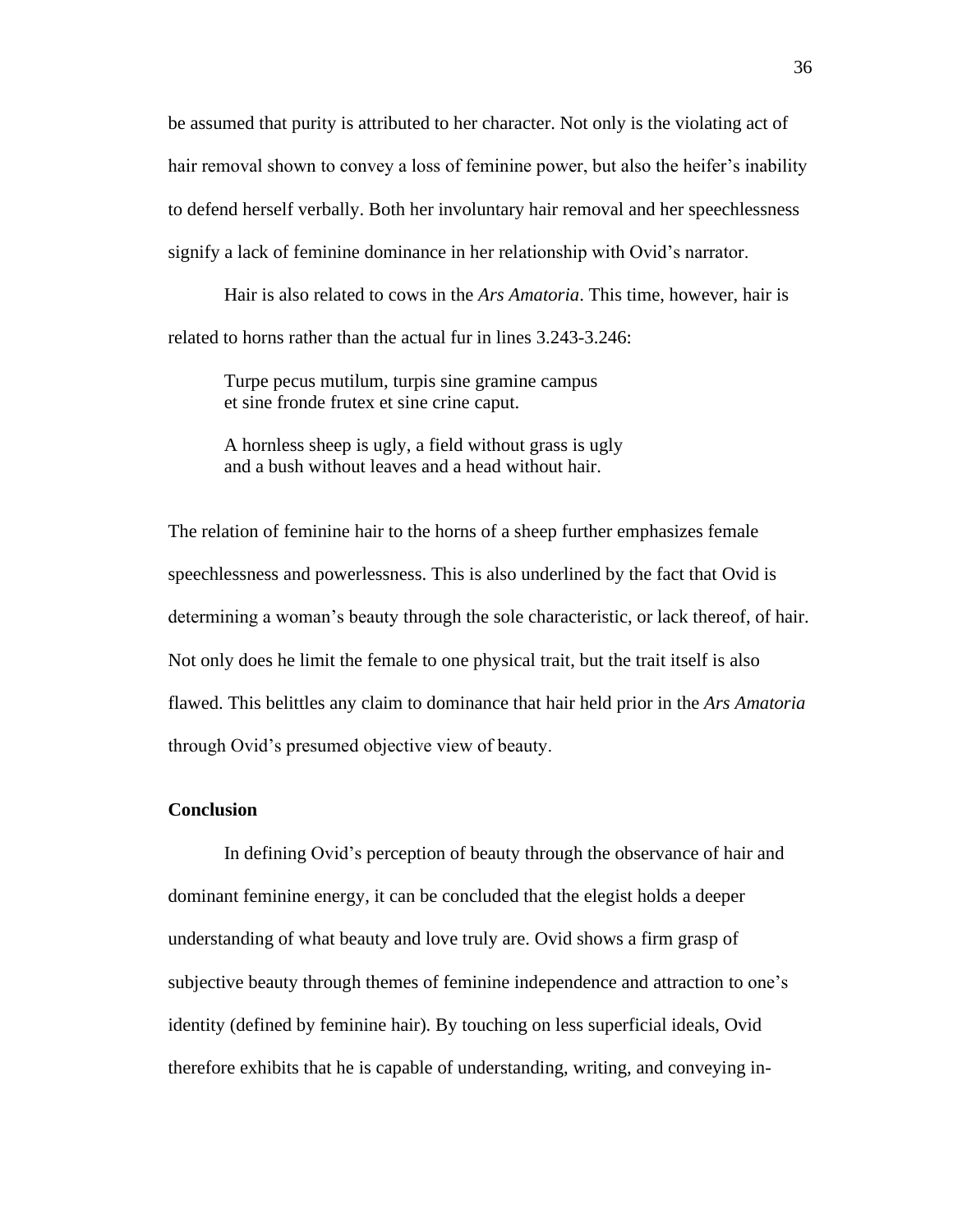be assumed that purity is attributed to her character. Not only is the violating act of hair removal shown to convey a loss of feminine power, but also the heifer's inability to defend herself verbally. Both her involuntary hair removal and her speechlessness signify a lack of feminine dominance in her relationship with Ovid's narrator.

Hair is also related to cows in the *Ars Amatoria*. This time, however, hair is related to horns rather than the actual fur in lines 3.243-3.246:

> Turpe pecus mutilum, turpis sine gramine campus
> et sine fronde frutex et sine crine caput.
>
> A hornless sheep is ugly, a field without grass is ugly
> and a bush without leaves and a head without hair.

The relation of feminine hair to the horns of a sheep further emphasizes female speechlessness and powerlessness. This is also underlined by the fact that Ovid is determining a woman's beauty through the sole characteristic, or lack thereof, of hair. Not only does he limit the female to one physical trait, but the trait itself is also flawed. This belittles any claim to dominance that hair held prior in the *Ars Amatoria* through Ovid's presumed objective view of beauty.

## Conclusion

In defining Ovid's perception of beauty through the observance of hair and dominant feminine energy, it can be concluded that the elegist holds a deeper understanding of what beauty and love truly are. Ovid shows a firm grasp of subjective beauty through themes of feminine independence and attraction to one's identity (defined by feminine hair). By touching on less superficial ideals, Ovid therefore exhibits that he is capable of understanding, writing, and conveying in-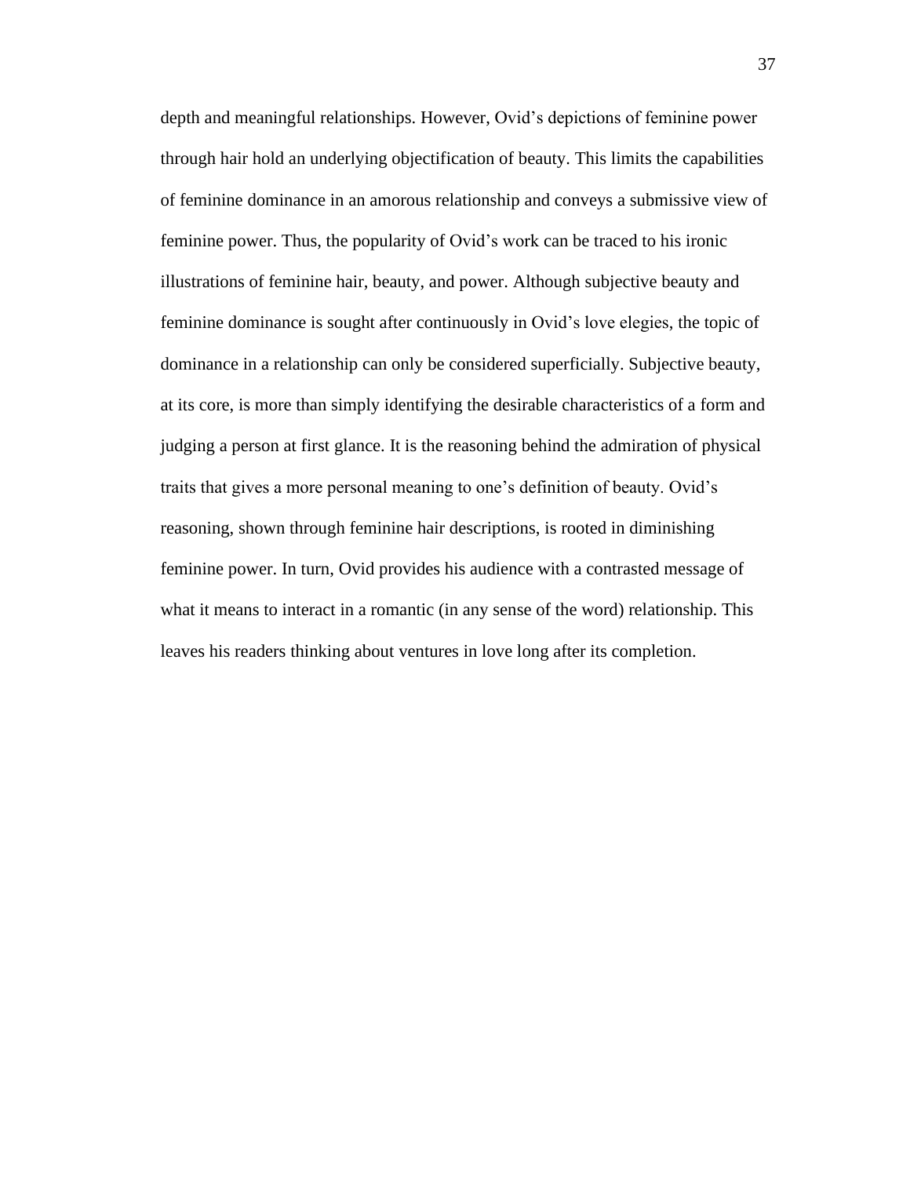depth and meaningful relationships. However, Ovid's depictions of feminine power through hair hold an underlying objectification of beauty. This limits the capabilities of feminine dominance in an amorous relationship and conveys a submissive view of feminine power. Thus, the popularity of Ovid's work can be traced to his ironic illustrations of feminine hair, beauty, and power. Although subjective beauty and feminine dominance is sought after continuously in Ovid's love elegies, the topic of dominance in a relationship can only be considered superficially. Subjective beauty, at its core, is more than simply identifying the desirable characteristics of a form and judging a person at first glance. It is the reasoning behind the admiration of physical traits that gives a more personal meaning to one's definition of beauty. Ovid's reasoning, shown through feminine hair descriptions, is rooted in diminishing feminine power. In turn, Ovid provides his audience with a contrasted message of what it means to interact in a romantic (in any sense of the word) relationship. This leaves his readers thinking about ventures in love long after its completion.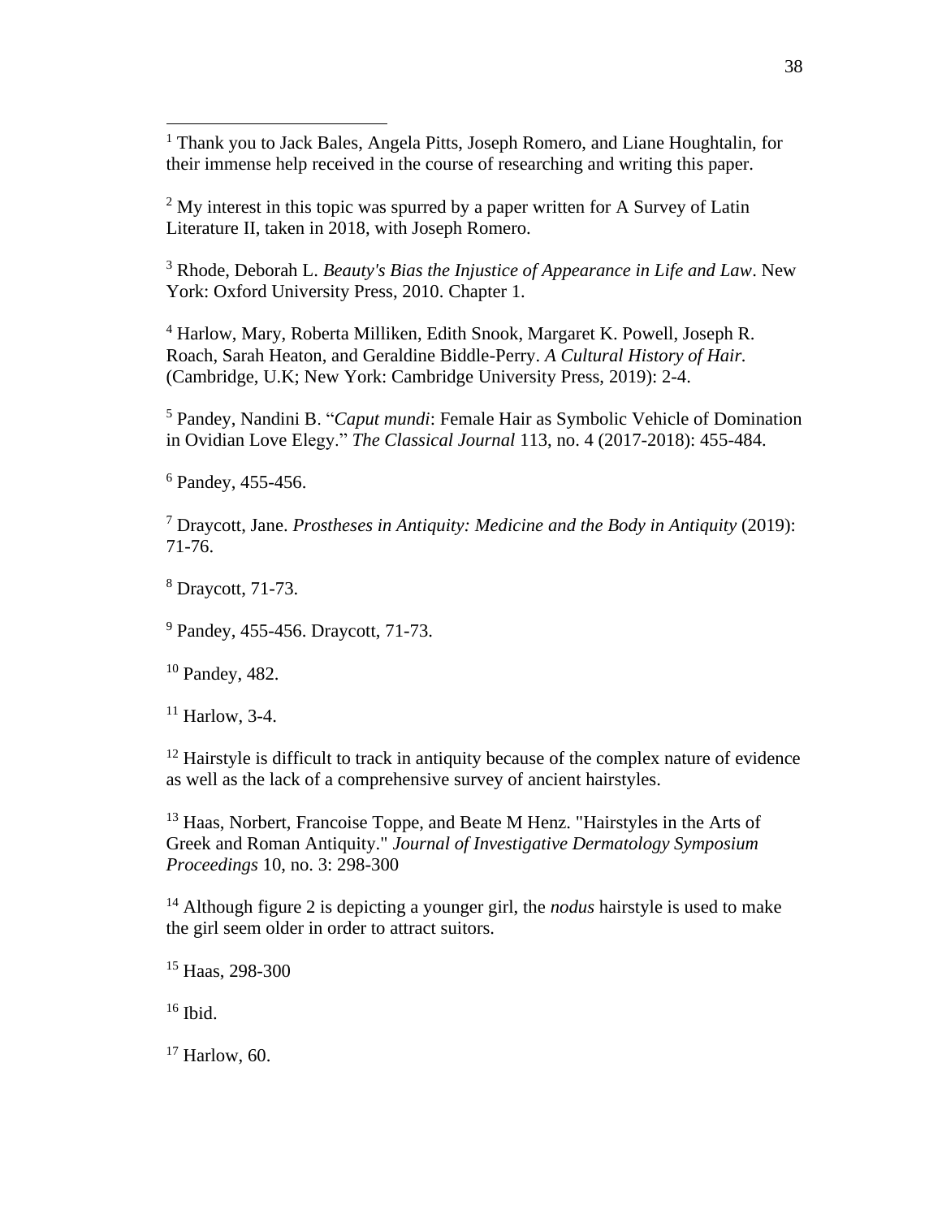[1] Thank you to Jack Bales, Angela Pitts, Joseph Romero, and Liane Houghtalin, for their immense help received in the course of researching and writing this paper.

[2] My interest in this topic was spurred by a paper written for A Survey of Latin Literature II, taken in 2018, with Joseph Romero.

[3] Rhode, Deborah L. *Beauty's Bias the Injustice of Appearance in Life and Law*. New York: Oxford University Press, 2010. Chapter 1.

[4] Harlow, Mary, Roberta Milliken, Edith Snook, Margaret K. Powell, Joseph R. Roach, Sarah Heaton, and Geraldine Biddle-Perry. *A Cultural History of Hair.* (Cambridge, U.K; New York: Cambridge University Press, 2019): 2-4.

[5] Pandey, Nandini B. "*Caput mundi*: Female Hair as Symbolic Vehicle of Domination in Ovidian Love Elegy." *The Classical Journal* 113, no. 4 (2017-2018): 455-484.

[6] Pandey, 455-456.

[7] Draycott, Jane. *Prostheses in Antiquity: Medicine and the Body in Antiquity* (2019): 71-76.

[8] Draycott, 71-73.

[9] Pandey, 455-456. Draycott, 71-73.

[10] Pandey, 482.

[11] Harlow, 3-4.

[12] Hairstyle is difficult to track in antiquity because of the complex nature of evidence as well as the lack of a comprehensive survey of ancient hairstyles.

[13] Haas, Norbert, Francoise Toppe, and Beate M Henz. "Hairstyles in the Arts of Greek and Roman Antiquity." *Journal of Investigative Dermatology Symposium Proceedings* 10, no. 3: 298-300

[14] Although figure 2 is depicting a younger girl, the *nodus* hairstyle is used to make the girl seem older in order to attract suitors.

[15] Haas, 298-300

[16] Ibid.

[17] Harlow, 60.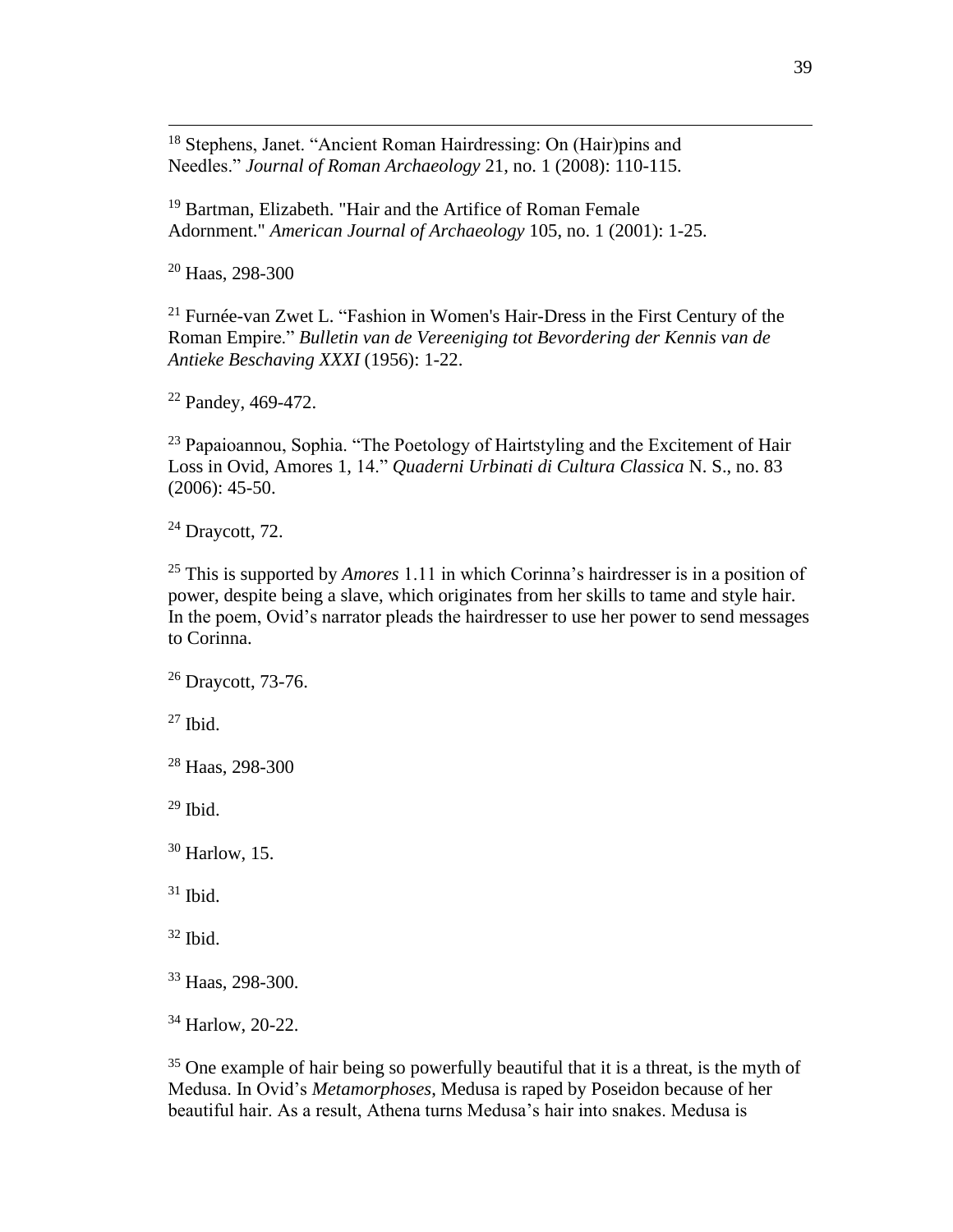[18] Stephens, Janet. “Ancient Roman Hairdressing: On (Hair)pins and Needles.” *Journal of Roman Archaeology* 21, no. 1 (2008): 110-115.

[19] Bartman, Elizabeth. "Hair and the Artifice of Roman Female Adornment." *American Journal of Archaeology* 105, no. 1 (2001): 1-25.

[20] Haas, 298-300

[21] Furnée-van Zwet L. “Fashion in Women's Hair-Dress in the First Century of the Roman Empire.” *Bulletin van de Vereeniging tot Bevordering der Kennis van de Antieke Beschaving XXXI* (1956): 1-22.

[22] Pandey, 469-472.

[23] Papaioannou, Sophia. “The Poetology of Hairtstyling and the Excitement of Hair Loss in Ovid, Amores 1, 14.” *Quaderni Urbinati di Cultura Classica* N. S., no. 83 (2006): 45-50.

[24] Draycott, 72.

[25] This is supported by *Amores* 1.11 in which Corinna’s hairdresser is in a position of power, despite being a slave, which originates from her skills to tame and style hair. In the poem, Ovid’s narrator pleads the hairdresser to use her power to send messages to Corinna.

[26] Draycott, 73-76.

[27] Ibid.

[28] Haas, 298-300

[29] Ibid.

[30] Harlow, 15.

[31] Ibid.

[32] Ibid.

[33] Haas, 298-300.

[34] Harlow, 20-22.

[35] One example of hair being so powerfully beautiful that it is a threat, is the myth of Medusa. In Ovid’s *Metamorphoses*, Medusa is raped by Poseidon because of her beautiful hair. As a result, Athena turns Medusa’s hair into snakes. Medusa is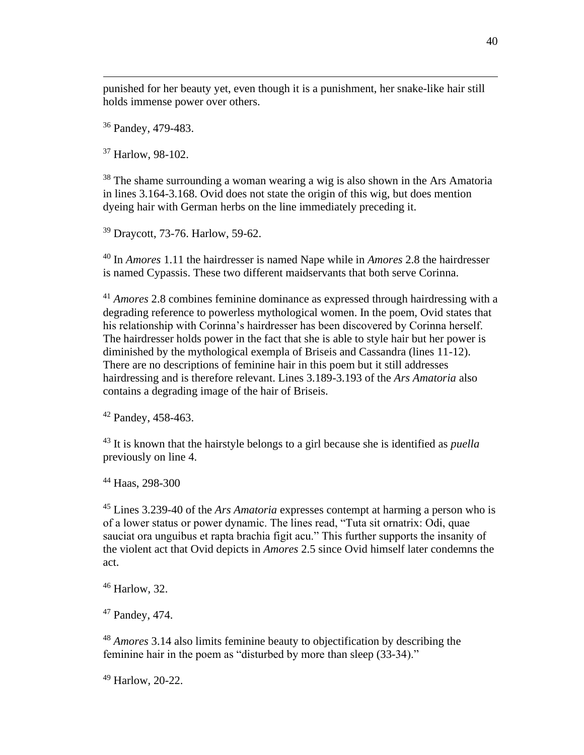punished for her beauty yet, even though it is a punishment, her snake-like hair still holds immense power over others.

[36] Pandey, 479-483.

[37] Harlow, 98-102.

[38] The shame surrounding a woman wearing a wig is also shown in the Ars Amatoria in lines 3.164-3.168. Ovid does not state the origin of this wig, but does mention dyeing hair with German herbs on the line immediately preceding it.

[39] Draycott, 73-76. Harlow, 59-62.

[40] In *Amores* 1.11 the hairdresser is named Nape while in *Amores* 2.8 the hairdresser is named Cypassis. These two different maidservants that both serve Corinna.

[41] *Amores* 2.8 combines feminine dominance as expressed through hairdressing with a degrading reference to powerless mythological women. In the poem, Ovid states that his relationship with Corinna's hairdresser has been discovered by Corinna herself. The hairdresser holds power in the fact that she is able to style hair but her power is diminished by the mythological exempla of Briseis and Cassandra (lines 11-12). There are no descriptions of feminine hair in this poem but it still addresses hairdressing and is therefore relevant. Lines 3.189-3.193 of the *Ars Amatoria* also contains a degrading image of the hair of Briseis.

[42] Pandey, 458-463.

[43] It is known that the hairstyle belongs to a girl because she is identified as *puella* previously on line 4.

[44] Haas, 298-300

[45] Lines 3.239-40 of the *Ars Amatoria* expresses contempt at harming a person who is of a lower status or power dynamic. The lines read, "Tuta sit ornatrix: Odi, quae sauciat ora unguibus et rapta brachia figit acu." This further supports the insanity of the violent act that Ovid depicts in *Amores* 2.5 since Ovid himself later condemns the act.

[46] Harlow, 32.

[47] Pandey, 474.

[48] *Amores* 3.14 also limits feminine beauty to objectification by describing the feminine hair in the poem as "disturbed by more than sleep (33-34)."

[49] Harlow, 20-22.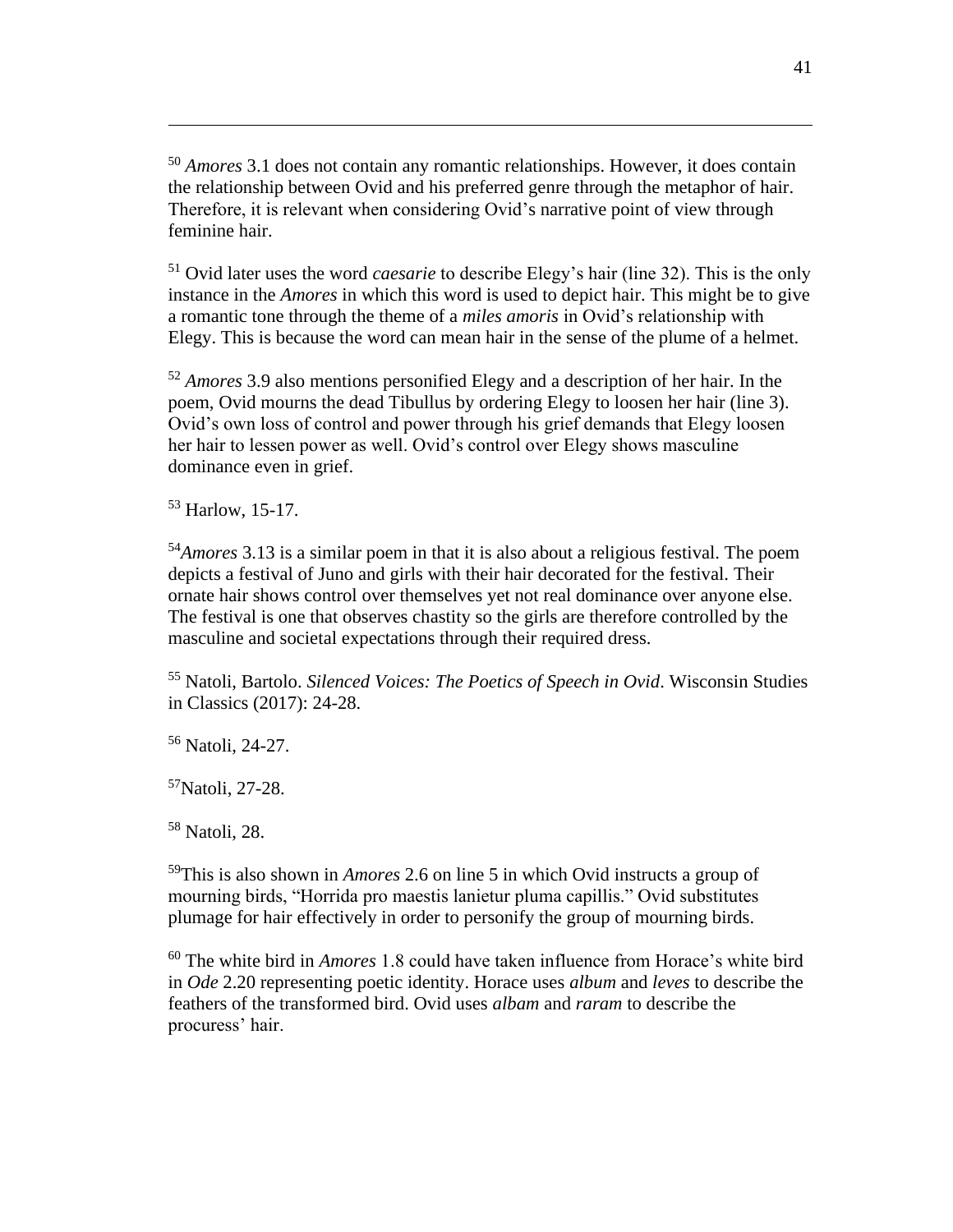[50] *Amores* 3.1 does not contain any romantic relationships. However, it does contain the relationship between Ovid and his preferred genre through the metaphor of hair. Therefore, it is relevant when considering Ovid's narrative point of view through feminine hair.

[51] Ovid later uses the word *caesarie* to describe Elegy's hair (line 32). This is the only instance in the *Amores* in which this word is used to depict hair. This might be to give a romantic tone through the theme of a *miles amoris* in Ovid's relationship with Elegy. This is because the word can mean hair in the sense of the plume of a helmet.

[52] *Amores* 3.9 also mentions personified Elegy and a description of her hair. In the poem, Ovid mourns the dead Tibullus by ordering Elegy to loosen her hair (line 3). Ovid's own loss of control and power through his grief demands that Elegy loosen her hair to lessen power as well. Ovid's control over Elegy shows masculine dominance even in grief.

[53] Harlow, 15-17.

[54] *Amores* 3.13 is a similar poem in that it is also about a religious festival. The poem depicts a festival of Juno and girls with their hair decorated for the festival. Their ornate hair shows control over themselves yet not real dominance over anyone else. The festival is one that observes chastity so the girls are therefore controlled by the masculine and societal expectations through their required dress.

[55] Natoli, Bartolo. *Silenced Voices: The Poetics of Speech in Ovid*. Wisconsin Studies in Classics (2017): 24-28.

[56] Natoli, 24-27.

[57] Natoli, 27-28.

[58] Natoli, 28.

[59] This is also shown in *Amores* 2.6 on line 5 in which Ovid instructs a group of mourning birds, "Horrida pro maestis lanietur pluma capillis." Ovid substitutes plumage for hair effectively in order to personify the group of mourning birds.

[60] The white bird in *Amores* 1.8 could have taken influence from Horace's white bird in *Ode* 2.20 representing poetic identity. Horace uses *album* and *leves* to describe the feathers of the transformed bird. Ovid uses *albam* and *raram* to describe the procuress' hair.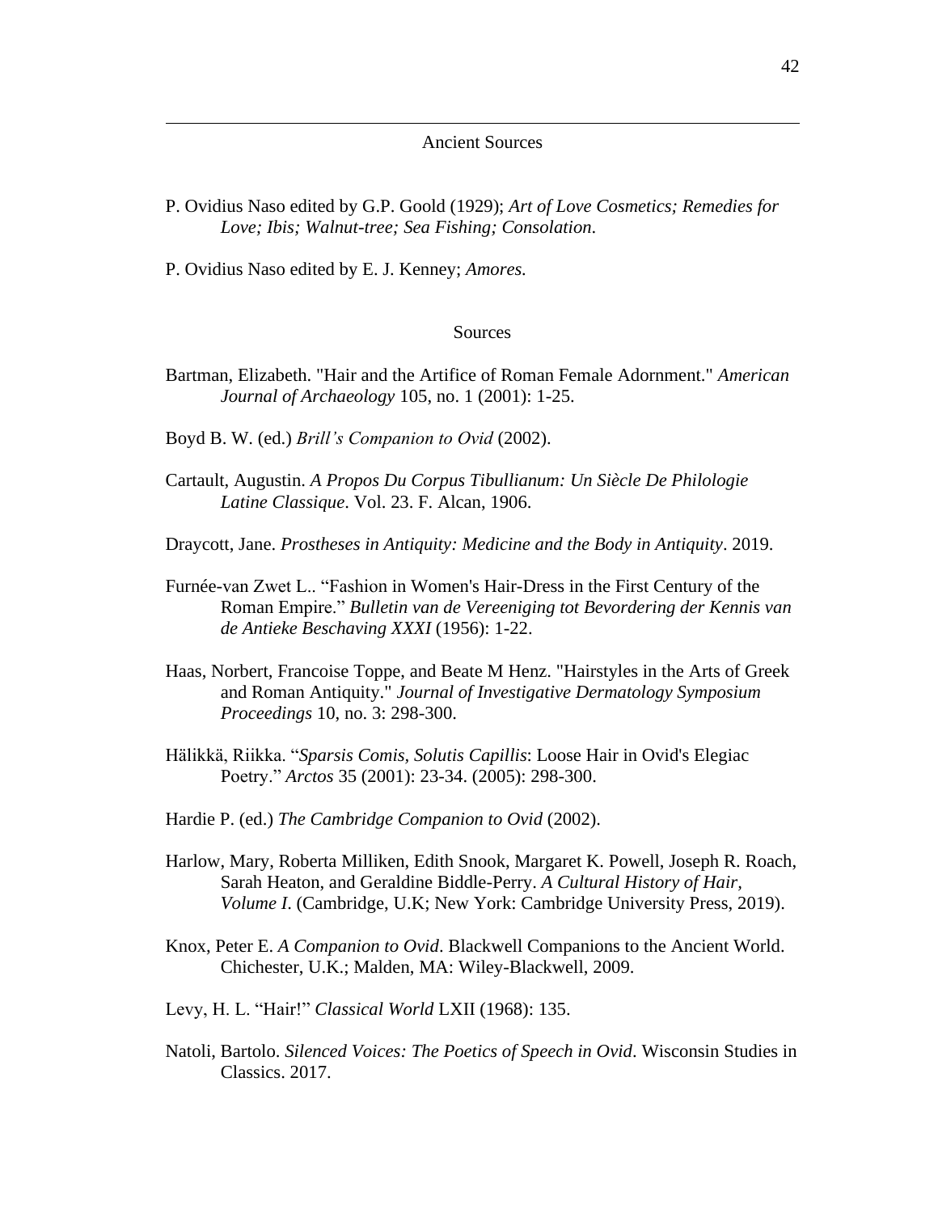## Ancient Sources

P. Ovidius Naso edited by G.P. Goold (1929); *Art of Love Cosmetics; Remedies for Love; Ibis; Walnut-tree; Sea Fishing; Consolation.*

P. Ovidius Naso edited by E. J. Kenney; *Amores.*

## Sources

Bartman, Elizabeth. "Hair and the Artifice of Roman Female Adornment." *American Journal of Archaeology* 105, no. 1 (2001): 1-25.

Boyd B. W. (ed.) *Brill's Companion to Ovid* (2002).

Cartault, Augustin. *A Propos Du Corpus Tibullianum: Un Siècle De Philologie Latine Classique*. Vol. 23. F. Alcan, 1906.

Draycott, Jane. *Prostheses in Antiquity: Medicine and the Body in Antiquity*. 2019.

Furnée-van Zwet L.. "Fashion in Women's Hair-Dress in the First Century of the Roman Empire." *Bulletin van de Vereeniging tot Bevordering der Kennis van de Antieke Beschaving XXXI* (1956): 1-22.

Haas, Norbert, Francoise Toppe, and Beate M Henz. "Hairstyles in the Arts of Greek and Roman Antiquity." *Journal of Investigative Dermatology Symposium Proceedings* 10, no. 3: 298-300.

Hälikkä, Riikka. "*Sparsis Comis, Solutis Capillis*: Loose Hair in Ovid's Elegiac Poetry." *Arctos* 35 (2001): 23-34. (2005): 298-300.

Hardie P. (ed.) *The Cambridge Companion to Ovid* (2002).

Harlow, Mary, Roberta Milliken, Edith Snook, Margaret K. Powell, Joseph R. Roach, Sarah Heaton, and Geraldine Biddle-Perry. *A Cultural History of Hair, Volume I*. (Cambridge, U.K; New York: Cambridge University Press, 2019).

Knox, Peter E. *A Companion to Ovid*. Blackwell Companions to the Ancient World. Chichester, U.K.; Malden, MA: Wiley-Blackwell, 2009.

Levy, H. L. "Hair!" *Classical World* LXII (1968): 135.

Natoli, Bartolo. *Silenced Voices: The Poetics of Speech in Ovid*. Wisconsin Studies in Classics. 2017.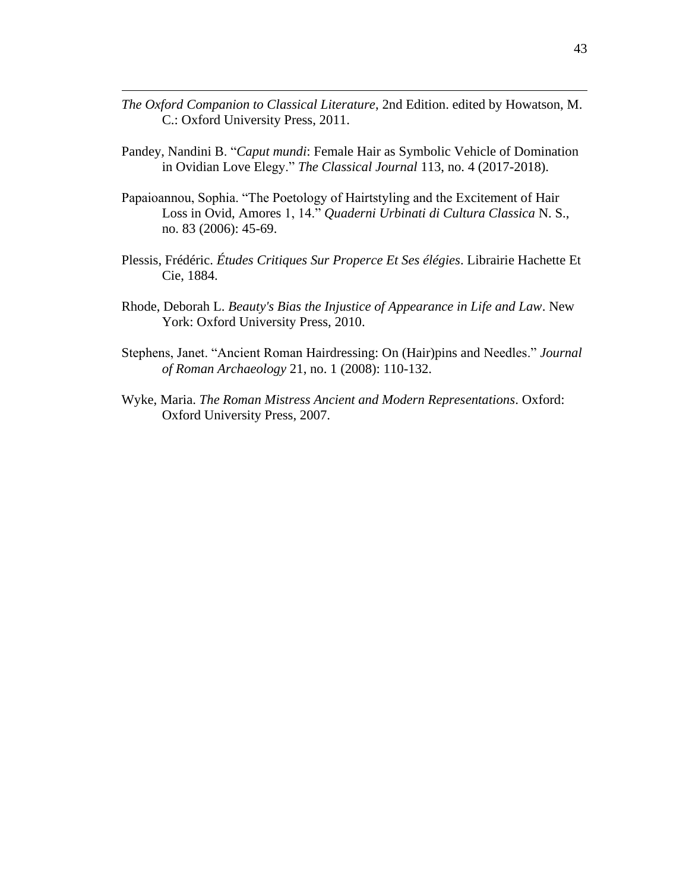*The Oxford Companion to Classical Literature*, 2nd Edition. edited by Howatson, M. C.: Oxford University Press, 2011.

Pandey, Nandini B. "*Caput mundi*: Female Hair as Symbolic Vehicle of Domination in Ovidian Love Elegy." *The Classical Journal* 113, no. 4 (2017-2018).

Papaioannou, Sophia. "The Poetology of Hairtstyling and the Excitement of Hair Loss in Ovid, Amores 1, 14." *Quaderni Urbinati di Cultura Classica* N. S., no. 83 (2006): 45-69.

Plessis, Frédéric. *Études Critiques Sur Properce Et Ses élégies*. Librairie Hachette Et Cie, 1884.

Rhode, Deborah L. *Beauty's Bias the Injustice of Appearance in Life and Law*. New York: Oxford University Press, 2010.

Stephens, Janet. "Ancient Roman Hairdressing: On (Hair)pins and Needles." *Journal of Roman Archaeology* 21, no. 1 (2008): 110-132.

Wyke, Maria. *The Roman Mistress Ancient and Modern Representations*. Oxford: Oxford University Press, 2007.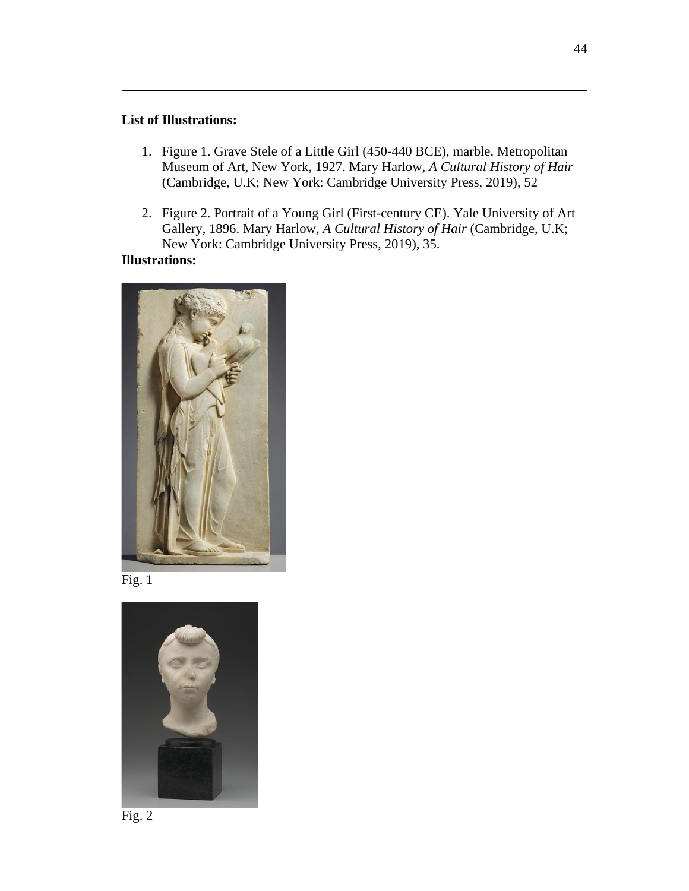**List of Illustrations:**

1. Figure 1. Grave Stele of a Little Girl (450-440 BCE), marble. Metropolitan Museum of Art, New York, 1927. Mary Harlow, *A Cultural History of Hair* (Cambridge, U.K; New York: Cambridge University Press, 2019), 52

2. Figure 2. Portrait of a Young Girl (First-century CE). Yale University of Art Gallery, 1896. Mary Harlow, *A Cultural History of Hair* (Cambridge, U.K; New York: Cambridge University Press, 2019), 35.

**Illustrations:**

Fig. 1

Fig. 2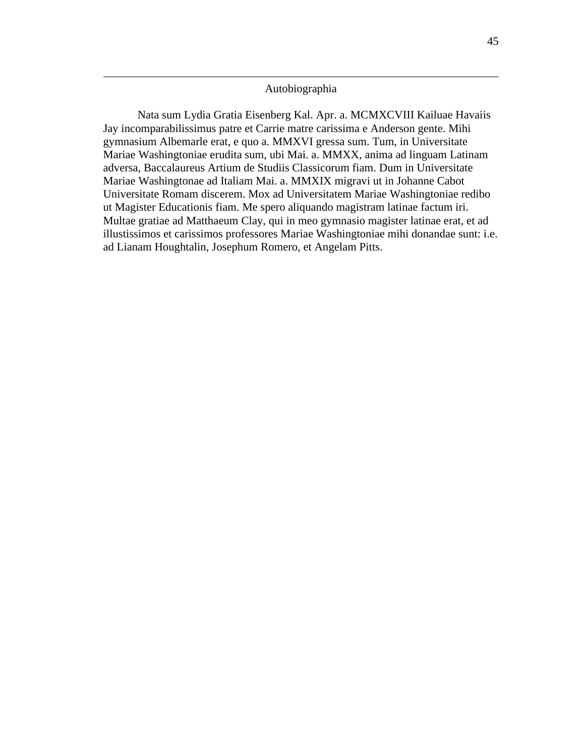## Autobiographia

Nata sum Lydia Gratia Eisenberg Kal. Apr. a. MCMXCVIII Kailuae Havaiis Jay incomparabilissimus patre et Carrie matre carissima e Anderson gente. Mihi gymnasium Albemarle erat, e quo a. MMXVI gressa sum. Tum, in Universitate Mariae Washingtoniae erudita sum, ubi Mai. a. MMXX, anima ad linguam Latinam adversa, Baccalaureus Artium de Studiis Classicorum fiam. Dum in Universitate Mariae Washingtonae ad Italiam Mai. a. MMXIX migravi ut in Johanne Cabot Universitate Romam discerem. Mox ad Universitatem Mariae Washingtoniae redibo ut Magister Educationis fiam. Me spero aliquando magistram latinae factum iri. Multae gratiae ad Matthaeum Clay, qui in meo gymnasio magister latinae erat, et ad illustissimos et carissimos professores Mariae Washingtoniae mihi donandae sunt: i.e. ad Lianam Houghtalin, Josephum Romero, et Angelam Pitts.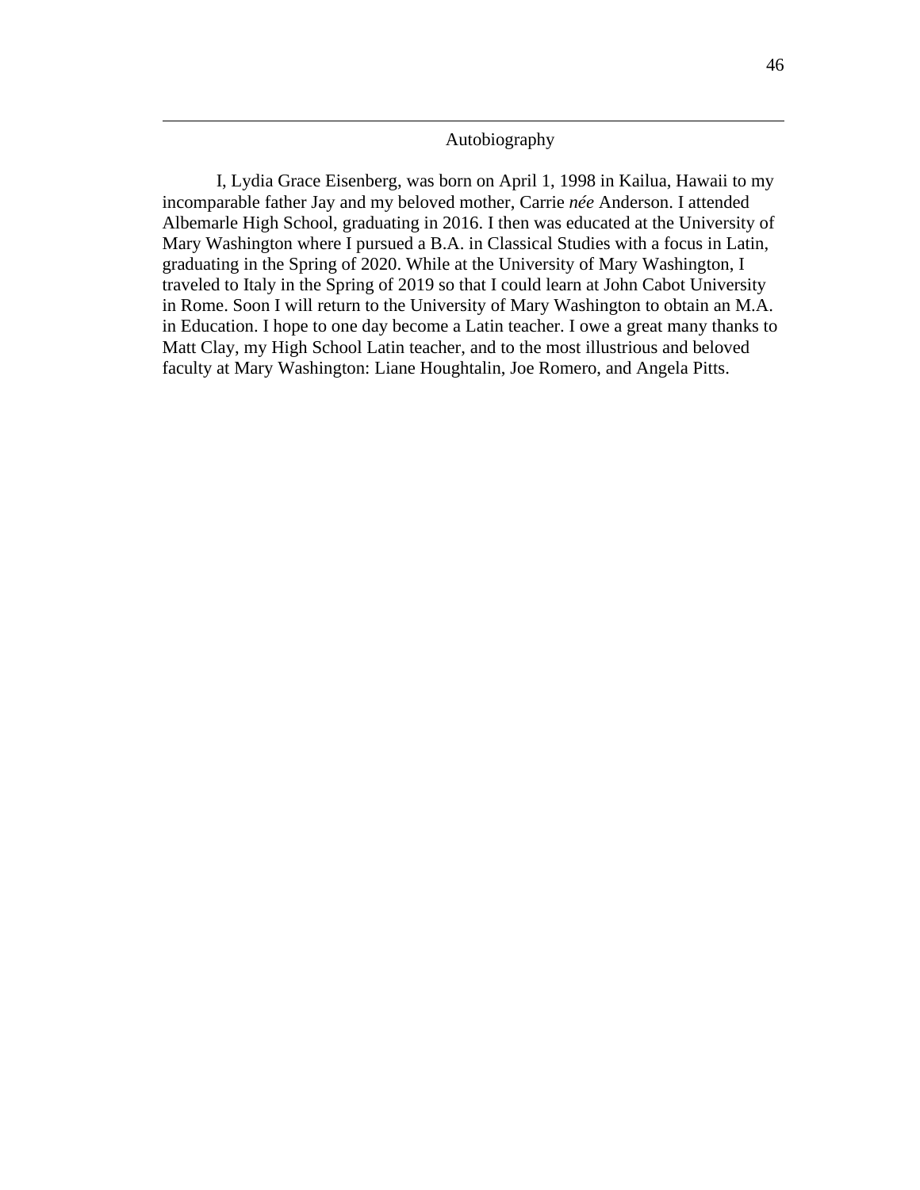## Autobiography

I, Lydia Grace Eisenberg, was born on April 1, 1998 in Kailua, Hawaii to my incomparable father Jay and my beloved mother, Carrie *née* Anderson. I attended Albemarle High School, graduating in 2016. I then was educated at the University of Mary Washington where I pursued a B.A. in Classical Studies with a focus in Latin, graduating in the Spring of 2020. While at the University of Mary Washington, I traveled to Italy in the Spring of 2019 so that I could learn at John Cabot University in Rome. Soon I will return to the University of Mary Washington to obtain an M.A. in Education. I hope to one day become a Latin teacher. I owe a great many thanks to Matt Clay, my High School Latin teacher, and to the most illustrious and beloved faculty at Mary Washington: Liane Houghtalin, Joe Romero, and Angela Pitts.